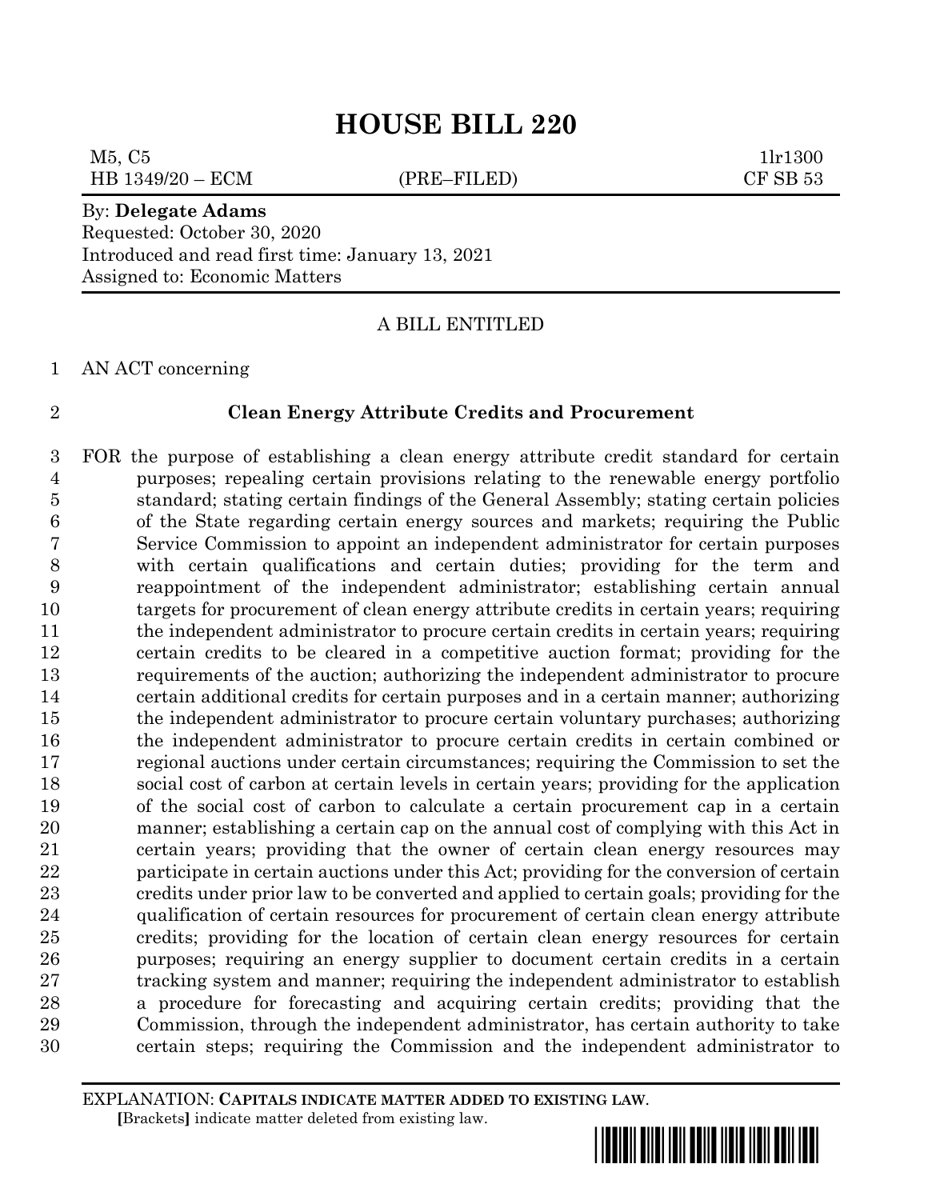# HOUSE BILL 220

M5, C5 1lr1300
HB 1349/20 – ECM (PRE–FILED) CF SB 53

By: **Delegate Adams**
Requested: October 30, 2020
Introduced and read first time: January 13, 2021
Assigned to: Economic Matters

A BILL ENTITLED

AN ACT concerning

**Clean Energy Attribute Credits and Procurement**

FOR the purpose of establishing a clean energy attribute credit standard for certain purposes; repealing certain provisions relating to the renewable energy portfolio standard; stating certain findings of the General Assembly; stating certain policies of the State regarding certain energy sources and markets; requiring the Public Service Commission to appoint an independent administrator for certain purposes with certain qualifications and certain duties; providing for the term and reappointment of the independent administrator; establishing certain annual targets for procurement of clean energy attribute credits in certain years; requiring the independent administrator to procure certain credits in certain years; requiring certain credits to be cleared in a competitive auction format; providing for the requirements of the auction; authorizing the independent administrator to procure certain additional credits for certain purposes and in a certain manner; authorizing the independent administrator to procure certain voluntary purchases; authorizing the independent administrator to procure certain credits in certain combined or regional auctions under certain circumstances; requiring the Commission to set the social cost of carbon at certain levels in certain years; providing for the application of the social cost of carbon to calculate a certain procurement cap in a certain manner; establishing a certain cap on the annual cost of complying with this Act in certain years; providing that the owner of certain clean energy resources may participate in certain auctions under this Act; providing for the conversion of certain credits under prior law to be converted and applied to certain goals; providing for the qualification of certain resources for procurement of certain clean energy attribute credits; providing for the location of certain clean energy resources for certain purposes; requiring an energy supplier to document certain credits in a certain tracking system and manner; requiring the independent administrator to establish a procedure for forecasting and acquiring certain credits; providing that the Commission, through the independent administrator, has certain authority to take certain steps; requiring the Commission and the independent administrator to

EXPLANATION: **CAPITALS INDICATE MATTER ADDED TO EXISTING LAW.**
**[**Brackets**]** indicate matter deleted from existing law.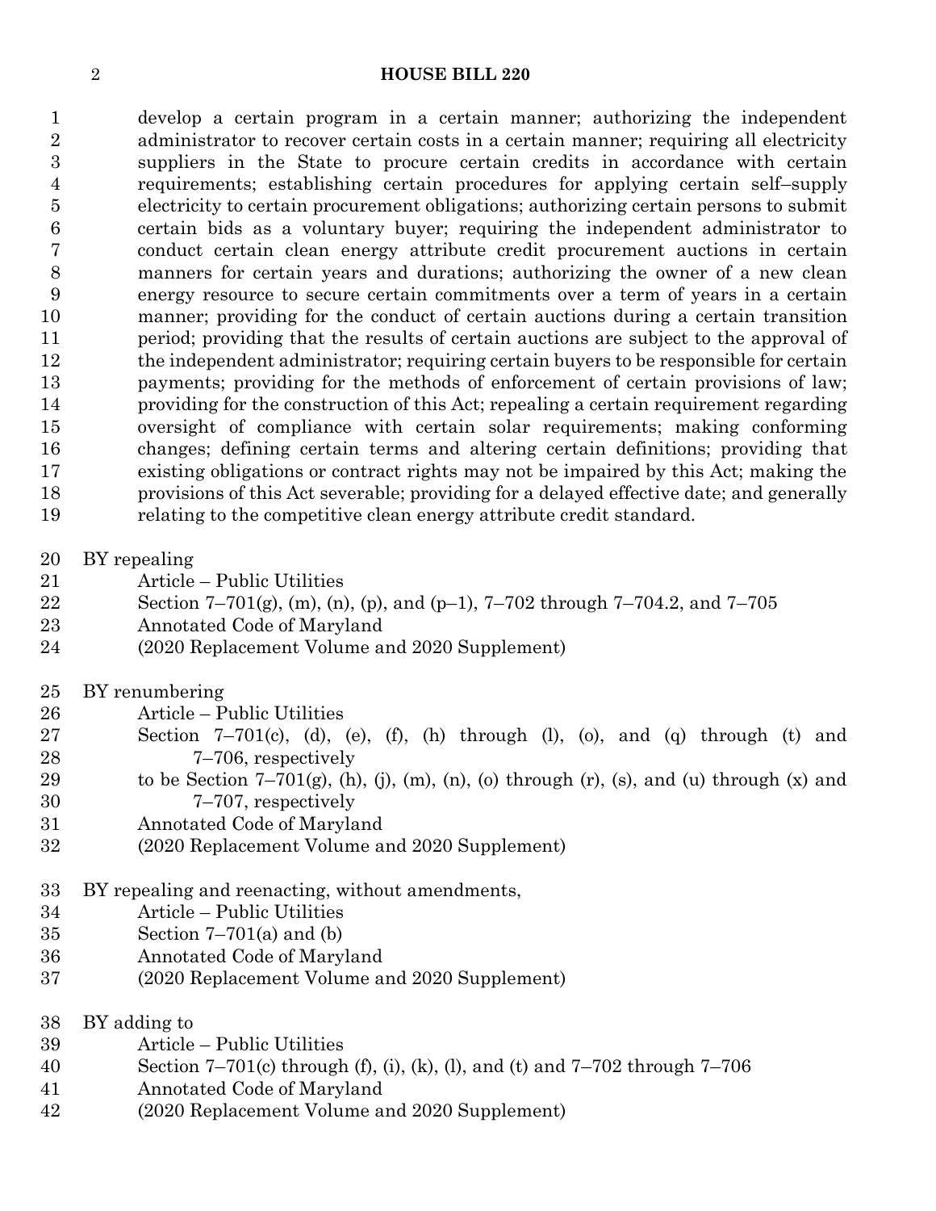develop a certain program in a certain manner; authorizing the independent administrator to recover certain costs in a certain manner; requiring all electricity suppliers in the State to procure certain credits in accordance with certain requirements; establishing certain procedures for applying certain self–supply electricity to certain procurement obligations; authorizing certain persons to submit certain bids as a voluntary buyer; requiring the independent administrator to conduct certain clean energy attribute credit procurement auctions in certain manners for certain years and durations; authorizing the owner of a new clean energy resource to secure certain commitments over a term of years in a certain manner; providing for the conduct of certain auctions during a certain transition period; providing that the results of certain auctions are subject to the approval of the independent administrator; requiring certain buyers to be responsible for certain payments; providing for the methods of enforcement of certain provisions of law; providing for the construction of this Act; repealing a certain requirement regarding oversight of compliance with certain solar requirements; making conforming changes; defining certain terms and altering certain definitions; providing that existing obligations or contract rights may not be impaired by this Act; making the provisions of this Act severable; providing for a delayed effective date; and generally relating to the competitive clean energy attribute credit standard.

BY repealing
Article – Public Utilities
Section 7–701(g), (m), (n), (p), and (p–1), 7–702 through 7–704.2, and 7–705
Annotated Code of Maryland
(2020 Replacement Volume and 2020 Supplement)

BY renumbering
Article – Public Utilities
Section 7–701(c), (d), (e), (f), (h) through (l), (o), and (q) through (t) and 7–706, respectively
to be Section 7–701(g), (h), (j), (m), (n), (o) through (r), (s), and (u) through (x) and 7–707, respectively
Annotated Code of Maryland
(2020 Replacement Volume and 2020 Supplement)

BY repealing and reenacting, without amendments,
Article – Public Utilities
Section 7–701(a) and (b)
Annotated Code of Maryland
(2020 Replacement Volume and 2020 Supplement)

BY adding to
Article – Public Utilities
Section 7–701(c) through (f), (i), (k), (l), and (t) and 7–702 through 7–706
Annotated Code of Maryland
(2020 Replacement Volume and 2020 Supplement)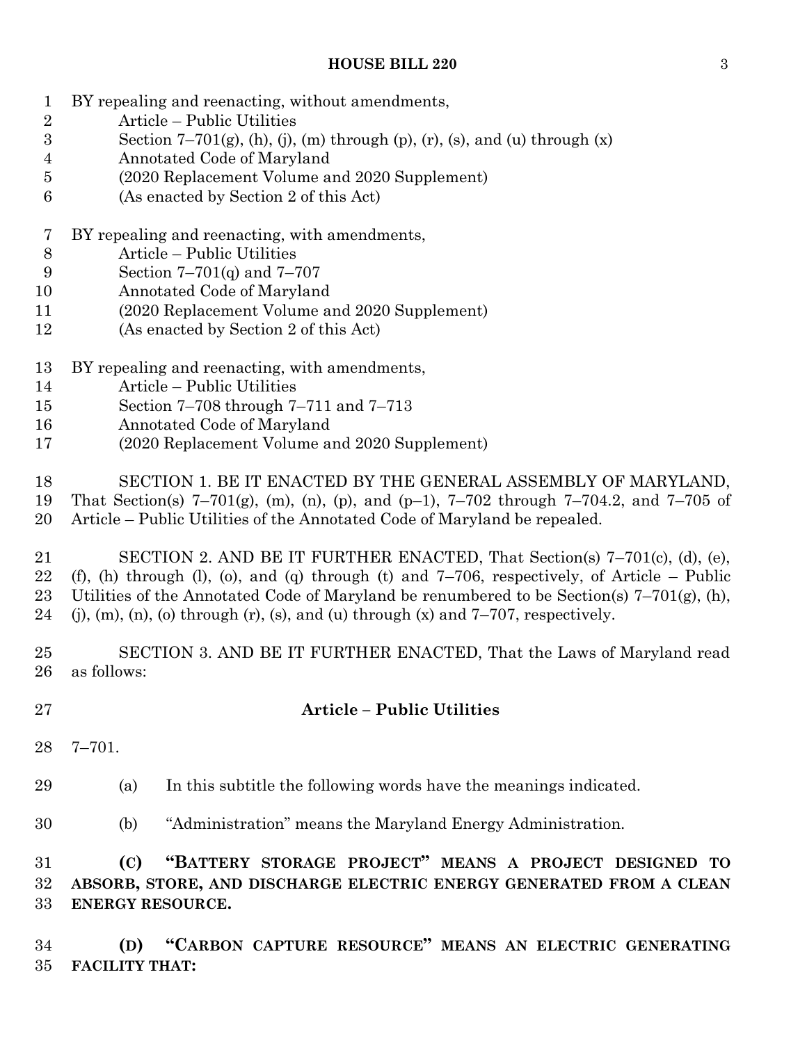BY repealing and reenacting, without amendments,
Article – Public Utilities
Section 7–701(g), (h), (j), (m) through (p), (r), (s), and (u) through (x)
Annotated Code of Maryland
(2020 Replacement Volume and 2020 Supplement)
(As enacted by Section 2 of this Act)

BY repealing and reenacting, with amendments,
Article – Public Utilities
Section 7–701(q) and 7–707
Annotated Code of Maryland
(2020 Replacement Volume and 2020 Supplement)
(As enacted by Section 2 of this Act)

BY repealing and reenacting, with amendments,
Article – Public Utilities
Section 7–708 through 7–711 and 7–713
Annotated Code of Maryland
(2020 Replacement Volume and 2020 Supplement)

SECTION 1. BE IT ENACTED BY THE GENERAL ASSEMBLY OF MARYLAND, That Section(s) 7–701(g), (m), (n), (p), and (p–1), 7–702 through 7–704.2, and 7–705 of Article – Public Utilities of the Annotated Code of Maryland be repealed.

SECTION 2. AND BE IT FURTHER ENACTED, That Section(s) 7–701(c), (d), (e), (f), (h) through (l), (o), and (q) through (t) and 7–706, respectively, of Article – Public Utilities of the Annotated Code of Maryland be renumbered to be Section(s) 7–701(g), (h), (j), (m), (n), (o) through (r), (s), and (u) through (x) and 7–707, respectively.

SECTION 3. AND BE IT FURTHER ENACTED, That the Laws of Maryland read as follows:

**Article – Public Utilities**

7–701.

(a) In this subtitle the following words have the meanings indicated.

(b) "Administration" means the Maryland Energy Administration.

**(C) "BATTERY STORAGE PROJECT" MEANS A PROJECT DESIGNED TO ABSORB, STORE, AND DISCHARGE ELECTRIC ENERGY GENERATED FROM A CLEAN ENERGY RESOURCE.**

**(D) "CARBON CAPTURE RESOURCE" MEANS AN ELECTRIC GENERATING FACILITY THAT:**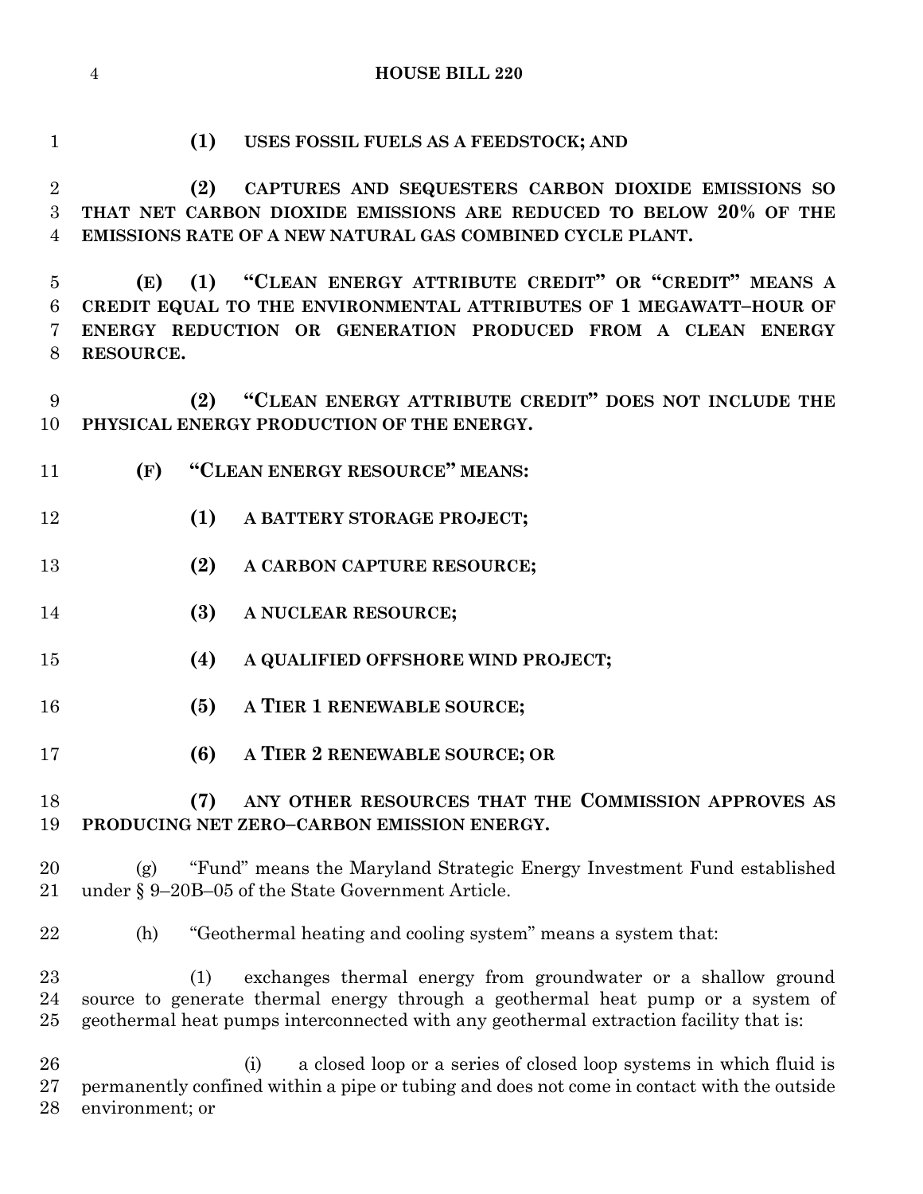**(1) USES FOSSIL FUELS AS A FEEDSTOCK; AND**

**(2) CAPTURES AND SEQUESTERS CARBON DIOXIDE EMISSIONS SO THAT NET CARBON DIOXIDE EMISSIONS ARE REDUCED TO BELOW 20% OF THE EMISSIONS RATE OF A NEW NATURAL GAS COMBINED CYCLE PLANT.**

**(E) (1) "CLEAN ENERGY ATTRIBUTE CREDIT" OR "CREDIT" MEANS A CREDIT EQUAL TO THE ENVIRONMENTAL ATTRIBUTES OF 1 MEGAWATT–HOUR OF ENERGY REDUCTION OR GENERATION PRODUCED FROM A CLEAN ENERGY RESOURCE.**

**(2) "CLEAN ENERGY ATTRIBUTE CREDIT" DOES NOT INCLUDE THE PHYSICAL ENERGY PRODUCTION OF THE ENERGY.**

**(F) "CLEAN ENERGY RESOURCE" MEANS:**

**(1) A BATTERY STORAGE PROJECT;**

**(2) A CARBON CAPTURE RESOURCE;**

**(3) A NUCLEAR RESOURCE;**

**(4) A QUALIFIED OFFSHORE WIND PROJECT;**

**(5) A TIER 1 RENEWABLE SOURCE;**

**(6) A TIER 2 RENEWABLE SOURCE; OR**

**(7) ANY OTHER RESOURCES THAT THE COMMISSION APPROVES AS PRODUCING NET ZERO–CARBON EMISSION ENERGY.**

(g) "Fund" means the Maryland Strategic Energy Investment Fund established under § 9–20B–05 of the State Government Article.

(h) "Geothermal heating and cooling system" means a system that:

(1) exchanges thermal energy from groundwater or a shallow ground source to generate thermal energy through a geothermal heat pump or a system of geothermal heat pumps interconnected with any geothermal extraction facility that is:

(i) a closed loop or a series of closed loop systems in which fluid is permanently confined within a pipe or tubing and does not come in contact with the outside environment; or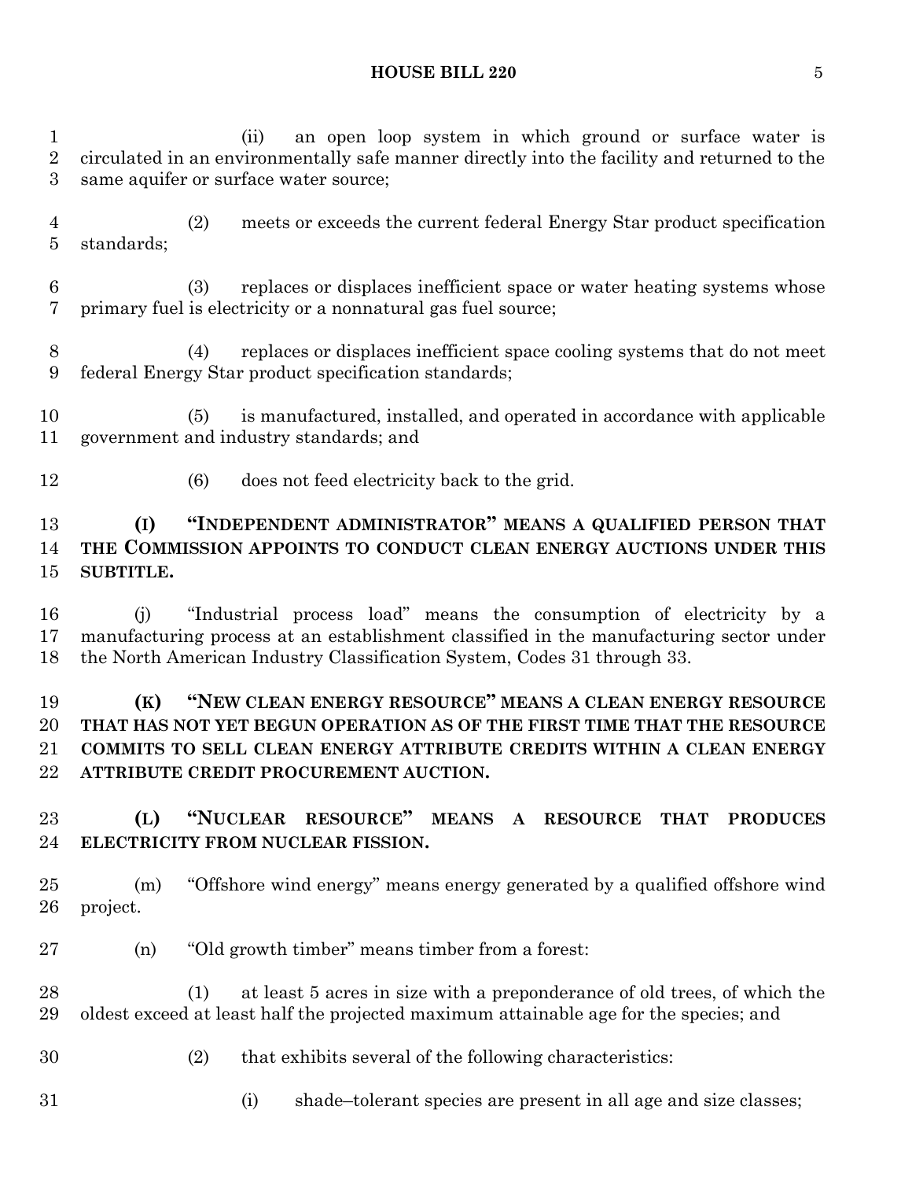(ii) an open loop system in which ground or surface water is circulated in an environmentally safe manner directly into the facility and returned to the same aquifer or surface water source;

(2) meets or exceeds the current federal Energy Star product specification standards;

(3) replaces or displaces inefficient space or water heating systems whose primary fuel is electricity or a nonnatural gas fuel source;

(4) replaces or displaces inefficient space cooling systems that do not meet federal Energy Star product specification standards;

(5) is manufactured, installed, and operated in accordance with applicable government and industry standards; and

(6) does not feed electricity back to the grid.

**(I) "INDEPENDENT ADMINISTRATOR" MEANS A QUALIFIED PERSON THAT THE COMMISSION APPOINTS TO CONDUCT CLEAN ENERGY AUCTIONS UNDER THIS SUBTITLE.**

(j) "Industrial process load" means the consumption of electricity by a manufacturing process at an establishment classified in the manufacturing sector under the North American Industry Classification System, Codes 31 through 33.

**(K) "NEW CLEAN ENERGY RESOURCE" MEANS A CLEAN ENERGY RESOURCE THAT HAS NOT YET BEGUN OPERATION AS OF THE FIRST TIME THAT THE RESOURCE COMMITS TO SELL CLEAN ENERGY ATTRIBUTE CREDITS WITHIN A CLEAN ENERGY ATTRIBUTE CREDIT PROCUREMENT AUCTION.**

**(L) "NUCLEAR RESOURCE" MEANS A RESOURCE THAT PRODUCES ELECTRICITY FROM NUCLEAR FISSION.**

(m) "Offshore wind energy" means energy generated by a qualified offshore wind project.

(n) "Old growth timber" means timber from a forest:

(1) at least 5 acres in size with a preponderance of old trees, of which the oldest exceed at least half the projected maximum attainable age for the species; and

(2) that exhibits several of the following characteristics:

(i) shade–tolerant species are present in all age and size classes;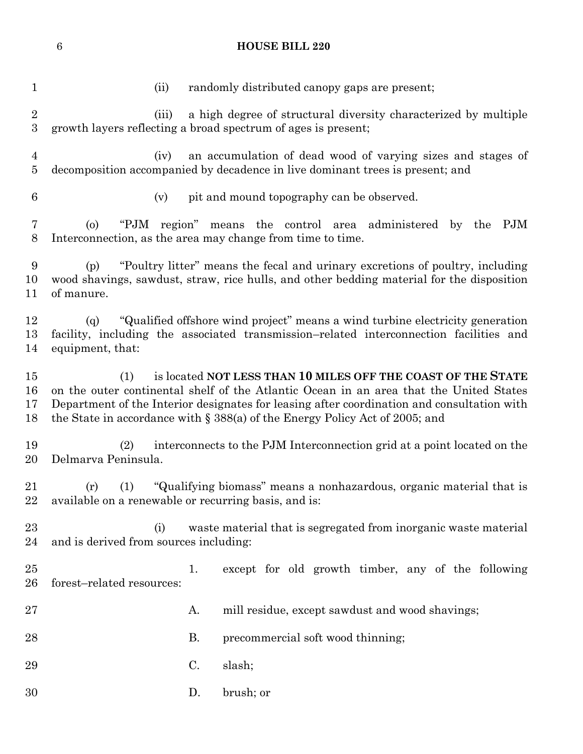(ii) randomly distributed canopy gaps are present;

(iii) a high degree of structural diversity characterized by multiple growth layers reflecting a broad spectrum of ages is present;

(iv) an accumulation of dead wood of varying sizes and stages of decomposition accompanied by decadence in live dominant trees is present; and

(v) pit and mound topography can be observed.

(o) "PJM region" means the control area administered by the PJM Interconnection, as the area may change from time to time.

(p) "Poultry litter" means the fecal and urinary excretions of poultry, including wood shavings, sawdust, straw, rice hulls, and other bedding material for the disposition of manure.

(q) "Qualified offshore wind project" means a wind turbine electricity generation facility, including the associated transmission–related interconnection facilities and equipment, that:

(1) is located **NOT LESS THAN 10 MILES OFF THE COAST OF THE STATE** on the outer continental shelf of the Atlantic Ocean in an area that the United States Department of the Interior designates for leasing after coordination and consultation with the State in accordance with § 388(a) of the Energy Policy Act of 2005; and

(2) interconnects to the PJM Interconnection grid at a point located on the Delmarva Peninsula.

(r) (1) "Qualifying biomass" means a nonhazardous, organic material that is available on a renewable or recurring basis, and is:

(i) waste material that is segregated from inorganic waste material and is derived from sources including:

1. except for old growth timber, any of the following forest–related resources:

A. mill residue, except sawdust and wood shavings;

B. precommercial soft wood thinning;

C. slash;

D. brush; or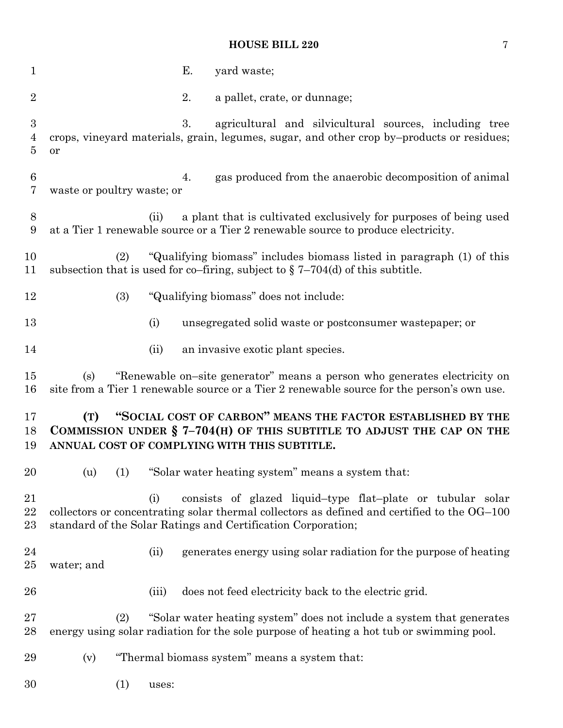E. yard waste;

2. a pallet, crate, or dunnage;

3. agricultural and silvicultural sources, including tree crops, vineyard materials, grain, legumes, sugar, and other crop by–products or residues; or

4. gas produced from the anaerobic decomposition of animal waste or poultry waste; or

(ii) a plant that is cultivated exclusively for purposes of being used at a Tier 1 renewable source or a Tier 2 renewable source to produce electricity.

(2) "Qualifying biomass" includes biomass listed in paragraph (1) of this subsection that is used for co–firing, subject to § 7–704(d) of this subtitle.

(3) "Qualifying biomass" does not include:

(i) unsegregated solid waste or postconsumer wastepaper; or

(ii) an invasive exotic plant species.

(s) "Renewable on–site generator" means a person who generates electricity on site from a Tier 1 renewable source or a Tier 2 renewable source for the person's own use.

**(T) "SOCIAL COST OF CARBON" MEANS THE FACTOR ESTABLISHED BY THE COMMISSION UNDER § 7–704(H) OF THIS SUBTITLE TO ADJUST THE CAP ON THE ANNUAL COST OF COMPLYING WITH THIS SUBTITLE.**

(u) (1) "Solar water heating system" means a system that:

(i) consists of glazed liquid–type flat–plate or tubular solar collectors or concentrating solar thermal collectors as defined and certified to the OG–100 standard of the Solar Ratings and Certification Corporation;

(ii) generates energy using solar radiation for the purpose of heating water; and

(iii) does not feed electricity back to the electric grid.

(2) "Solar water heating system" does not include a system that generates energy using solar radiation for the sole purpose of heating a hot tub or swimming pool.

(v) "Thermal biomass system" means a system that:

(1) uses: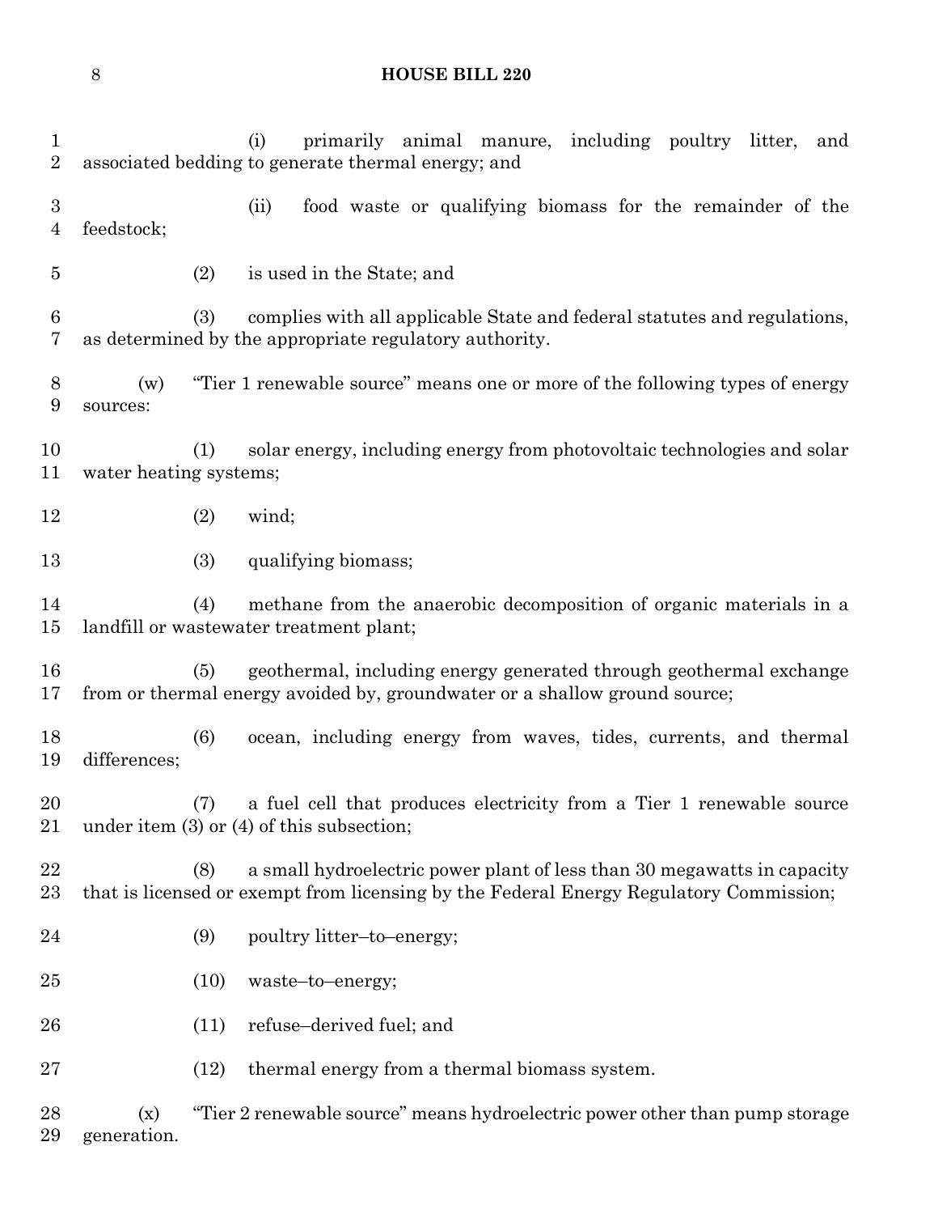(i) primarily animal manure, including poultry litter, and associated bedding to generate thermal energy; and

(ii) food waste or qualifying biomass for the remainder of the feedstock;

(2) is used in the State; and

(3) complies with all applicable State and federal statutes and regulations, as determined by the appropriate regulatory authority.

(w) "Tier 1 renewable source" means one or more of the following types of energy sources:

(1) solar energy, including energy from photovoltaic technologies and solar water heating systems;

(2) wind;

(3) qualifying biomass;

(4) methane from the anaerobic decomposition of organic materials in a landfill or wastewater treatment plant;

(5) geothermal, including energy generated through geothermal exchange from or thermal energy avoided by, groundwater or a shallow ground source;

(6) ocean, including energy from waves, tides, currents, and thermal differences;

(7) a fuel cell that produces electricity from a Tier 1 renewable source under item (3) or (4) of this subsection;

(8) a small hydroelectric power plant of less than 30 megawatts in capacity that is licensed or exempt from licensing by the Federal Energy Regulatory Commission;

(9) poultry litter–to–energy;

(10) waste–to–energy;

(11) refuse–derived fuel; and

(12) thermal energy from a thermal biomass system.

(x) "Tier 2 renewable source" means hydroelectric power other than pump storage generation.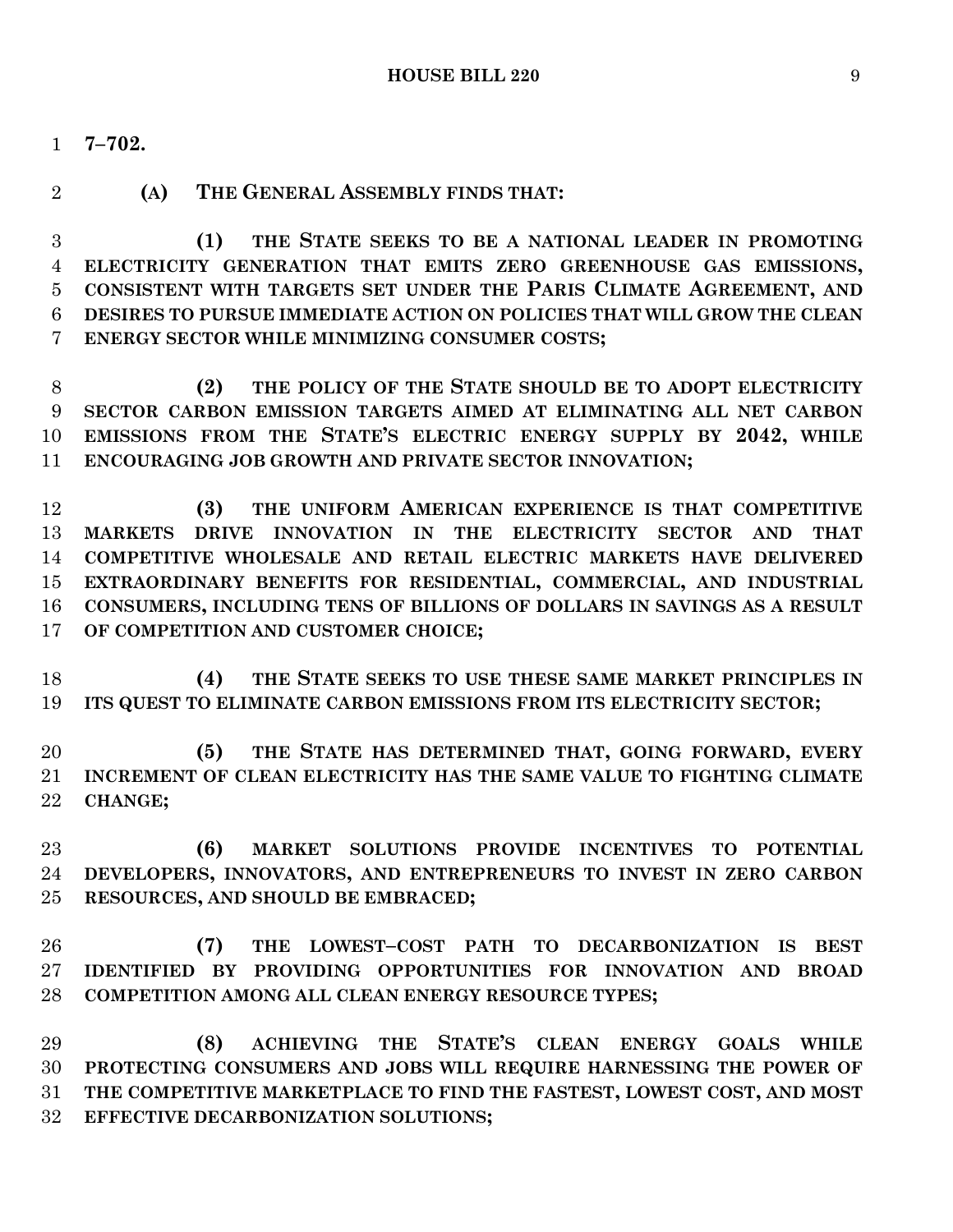**7–702.**

**(A) THE GENERAL ASSEMBLY FINDS THAT:**

**(1) THE STATE SEEKS TO BE A NATIONAL LEADER IN PROMOTING ELECTRICITY GENERATION THAT EMITS ZERO GREENHOUSE GAS EMISSIONS, CONSISTENT WITH TARGETS SET UNDER THE PARIS CLIMATE AGREEMENT, AND DESIRES TO PURSUE IMMEDIATE ACTION ON POLICIES THAT WILL GROW THE CLEAN ENERGY SECTOR WHILE MINIMIZING CONSUMER COSTS;**

**(2) THE POLICY OF THE STATE SHOULD BE TO ADOPT ELECTRICITY SECTOR CARBON EMISSION TARGETS AIMED AT ELIMINATING ALL NET CARBON EMISSIONS FROM THE STATE'S ELECTRIC ENERGY SUPPLY BY 2042, WHILE ENCOURAGING JOB GROWTH AND PRIVATE SECTOR INNOVATION;**

**(3) THE UNIFORM AMERICAN EXPERIENCE IS THAT COMPETITIVE MARKETS DRIVE INNOVATION IN THE ELECTRICITY SECTOR AND THAT COMPETITIVE WHOLESALE AND RETAIL ELECTRIC MARKETS HAVE DELIVERED EXTRAORDINARY BENEFITS FOR RESIDENTIAL, COMMERCIAL, AND INDUSTRIAL CONSUMERS, INCLUDING TENS OF BILLIONS OF DOLLARS IN SAVINGS AS A RESULT OF COMPETITION AND CUSTOMER CHOICE;**

**(4) THE STATE SEEKS TO USE THESE SAME MARKET PRINCIPLES IN ITS QUEST TO ELIMINATE CARBON EMISSIONS FROM ITS ELECTRICITY SECTOR;**

**(5) THE STATE HAS DETERMINED THAT, GOING FORWARD, EVERY INCREMENT OF CLEAN ELECTRICITY HAS THE SAME VALUE TO FIGHTING CLIMATE CHANGE;**

**(6) MARKET SOLUTIONS PROVIDE INCENTIVES TO POTENTIAL DEVELOPERS, INNOVATORS, AND ENTREPRENEURS TO INVEST IN ZERO CARBON RESOURCES, AND SHOULD BE EMBRACED;**

**(7) THE LOWEST–COST PATH TO DECARBONIZATION IS BEST IDENTIFIED BY PROVIDING OPPORTUNITIES FOR INNOVATION AND BROAD COMPETITION AMONG ALL CLEAN ENERGY RESOURCE TYPES;**

**(8) ACHIEVING THE STATE'S CLEAN ENERGY GOALS WHILE PROTECTING CONSUMERS AND JOBS WILL REQUIRE HARNESSING THE POWER OF THE COMPETITIVE MARKETPLACE TO FIND THE FASTEST, LOWEST COST, AND MOST EFFECTIVE DECARBONIZATION SOLUTIONS;**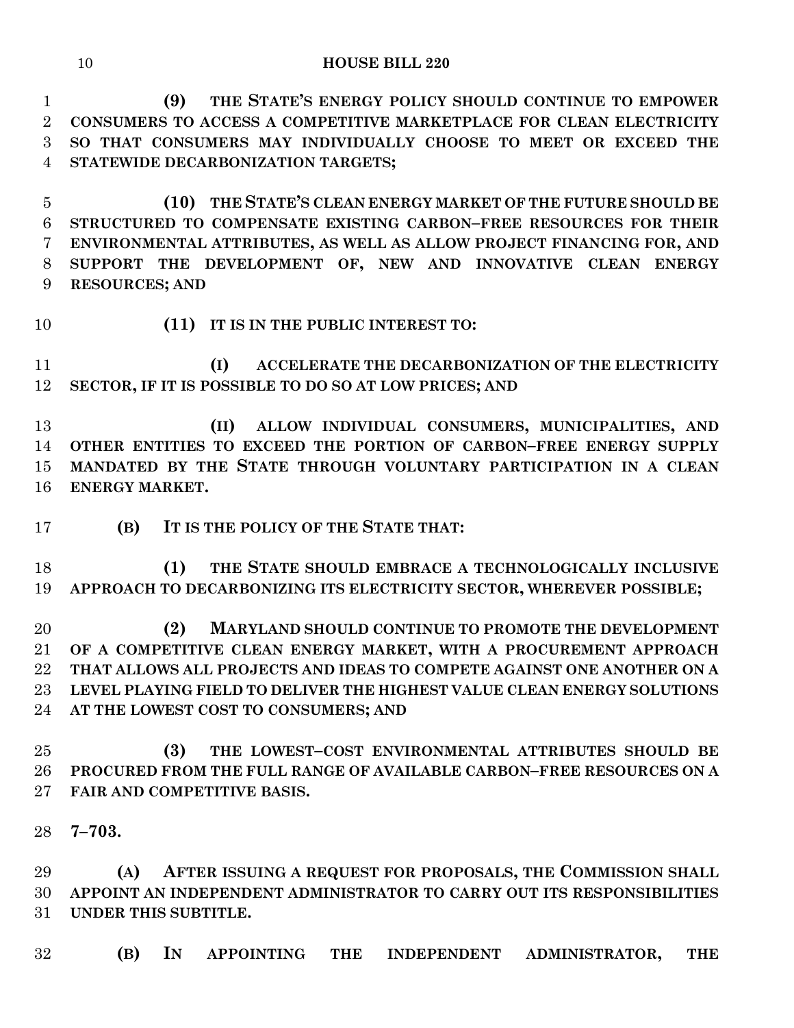**(9) THE STATE'S ENERGY POLICY SHOULD CONTINUE TO EMPOWER CONSUMERS TO ACCESS A COMPETITIVE MARKETPLACE FOR CLEAN ELECTRICITY SO THAT CONSUMERS MAY INDIVIDUALLY CHOOSE TO MEET OR EXCEED THE STATEWIDE DECARBONIZATION TARGETS;**

**(10) THE STATE'S CLEAN ENERGY MARKET OF THE FUTURE SHOULD BE STRUCTURED TO COMPENSATE EXISTING CARBON–FREE RESOURCES FOR THEIR ENVIRONMENTAL ATTRIBUTES, AS WELL AS ALLOW PROJECT FINANCING FOR, AND SUPPORT THE DEVELOPMENT OF, NEW AND INNOVATIVE CLEAN ENERGY RESOURCES; AND**

**(11) IT IS IN THE PUBLIC INTEREST TO:**

**(I) ACCELERATE THE DECARBONIZATION OF THE ELECTRICITY SECTOR, IF IT IS POSSIBLE TO DO SO AT LOW PRICES; AND**

**(II) ALLOW INDIVIDUAL CONSUMERS, MUNICIPALITIES, AND OTHER ENTITIES TO EXCEED THE PORTION OF CARBON–FREE ENERGY SUPPLY MANDATED BY THE STATE THROUGH VOLUNTARY PARTICIPATION IN A CLEAN ENERGY MARKET.**

**(B) IT IS THE POLICY OF THE STATE THAT:**

**(1) THE STATE SHOULD EMBRACE A TECHNOLOGICALLY INCLUSIVE APPROACH TO DECARBONIZING ITS ELECTRICITY SECTOR, WHEREVER POSSIBLE;**

**(2) MARYLAND SHOULD CONTINUE TO PROMOTE THE DEVELOPMENT OF A COMPETITIVE CLEAN ENERGY MARKET, WITH A PROCUREMENT APPROACH THAT ALLOWS ALL PROJECTS AND IDEAS TO COMPETE AGAINST ONE ANOTHER ON A LEVEL PLAYING FIELD TO DELIVER THE HIGHEST VALUE CLEAN ENERGY SOLUTIONS AT THE LOWEST COST TO CONSUMERS; AND**

**(3) THE LOWEST–COST ENVIRONMENTAL ATTRIBUTES SHOULD BE PROCURED FROM THE FULL RANGE OF AVAILABLE CARBON–FREE RESOURCES ON A FAIR AND COMPETITIVE BASIS.**

**7–703.**

**(A) AFTER ISSUING A REQUEST FOR PROPOSALS, THE COMMISSION SHALL APPOINT AN INDEPENDENT ADMINISTRATOR TO CARRY OUT ITS RESPONSIBILITIES UNDER THIS SUBTITLE.**

**(B) IN APPOINTING THE INDEPENDENT ADMINISTRATOR, THE**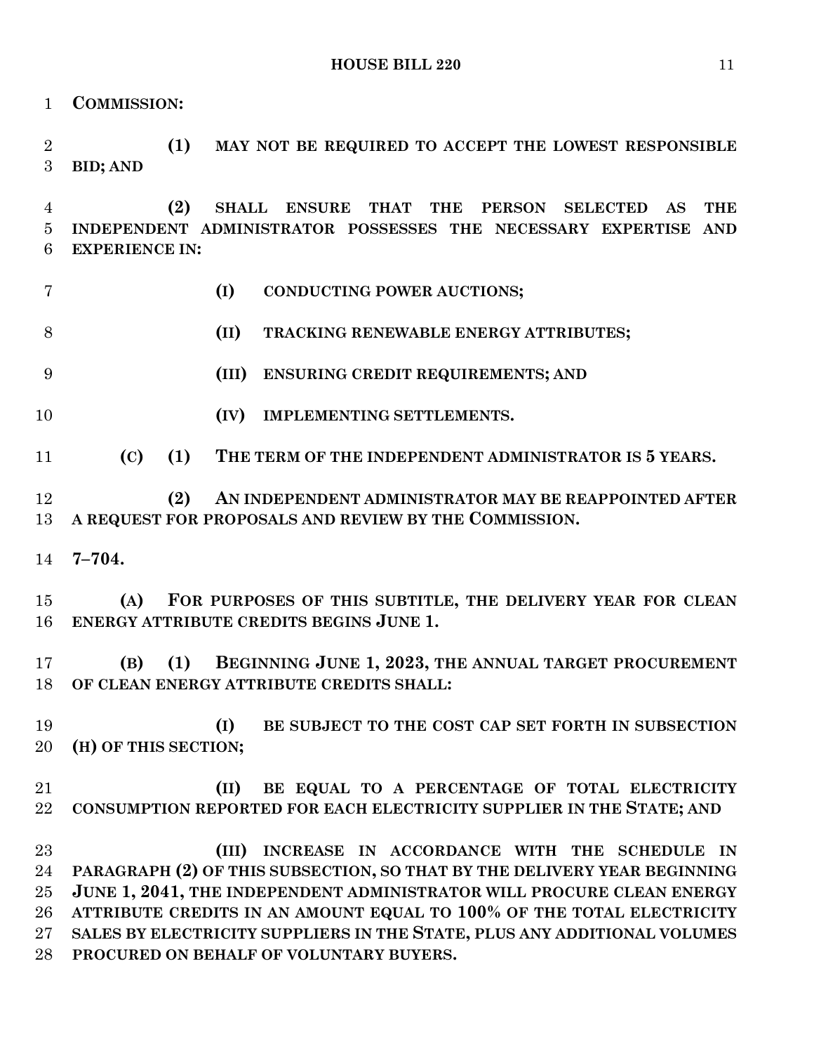**COMMISSION:**

**(1) MAY NOT BE REQUIRED TO ACCEPT THE LOWEST RESPONSIBLE BID; AND**

**(2) SHALL ENSURE THAT THE PERSON SELECTED AS THE INDEPENDENT ADMINISTRATOR POSSESSES THE NECESSARY EXPERTISE AND EXPERIENCE IN:**

**(I) CONDUCTING POWER AUCTIONS;**

**(II) TRACKING RENEWABLE ENERGY ATTRIBUTES;**

**(III) ENSURING CREDIT REQUIREMENTS; AND**

**(IV) IMPLEMENTING SETTLEMENTS.**

**(C) (1) THE TERM OF THE INDEPENDENT ADMINISTRATOR IS 5 YEARS.**

**(2) AN INDEPENDENT ADMINISTRATOR MAY BE REAPPOINTED AFTER A REQUEST FOR PROPOSALS AND REVIEW BY THE COMMISSION.**

**7–704.**

**(A) FOR PURPOSES OF THIS SUBTITLE, THE DELIVERY YEAR FOR CLEAN ENERGY ATTRIBUTE CREDITS BEGINS JUNE 1.**

**(B) (1) BEGINNING JUNE 1, 2023, THE ANNUAL TARGET PROCUREMENT OF CLEAN ENERGY ATTRIBUTE CREDITS SHALL:**

**(I) BE SUBJECT TO THE COST CAP SET FORTH IN SUBSECTION (H) OF THIS SECTION;**

**(II) BE EQUAL TO A PERCENTAGE OF TOTAL ELECTRICITY CONSUMPTION REPORTED FOR EACH ELECTRICITY SUPPLIER IN THE STATE; AND**

**(III) INCREASE IN ACCORDANCE WITH THE SCHEDULE IN PARAGRAPH (2) OF THIS SUBSECTION, SO THAT BY THE DELIVERY YEAR BEGINNING JUNE 1, 2041, THE INDEPENDENT ADMINISTRATOR WILL PROCURE CLEAN ENERGY ATTRIBUTE CREDITS IN AN AMOUNT EQUAL TO 100% OF THE TOTAL ELECTRICITY SALES BY ELECTRICITY SUPPLIERS IN THE STATE, PLUS ANY ADDITIONAL VOLUMES PROCURED ON BEHALF OF VOLUNTARY BUYERS.**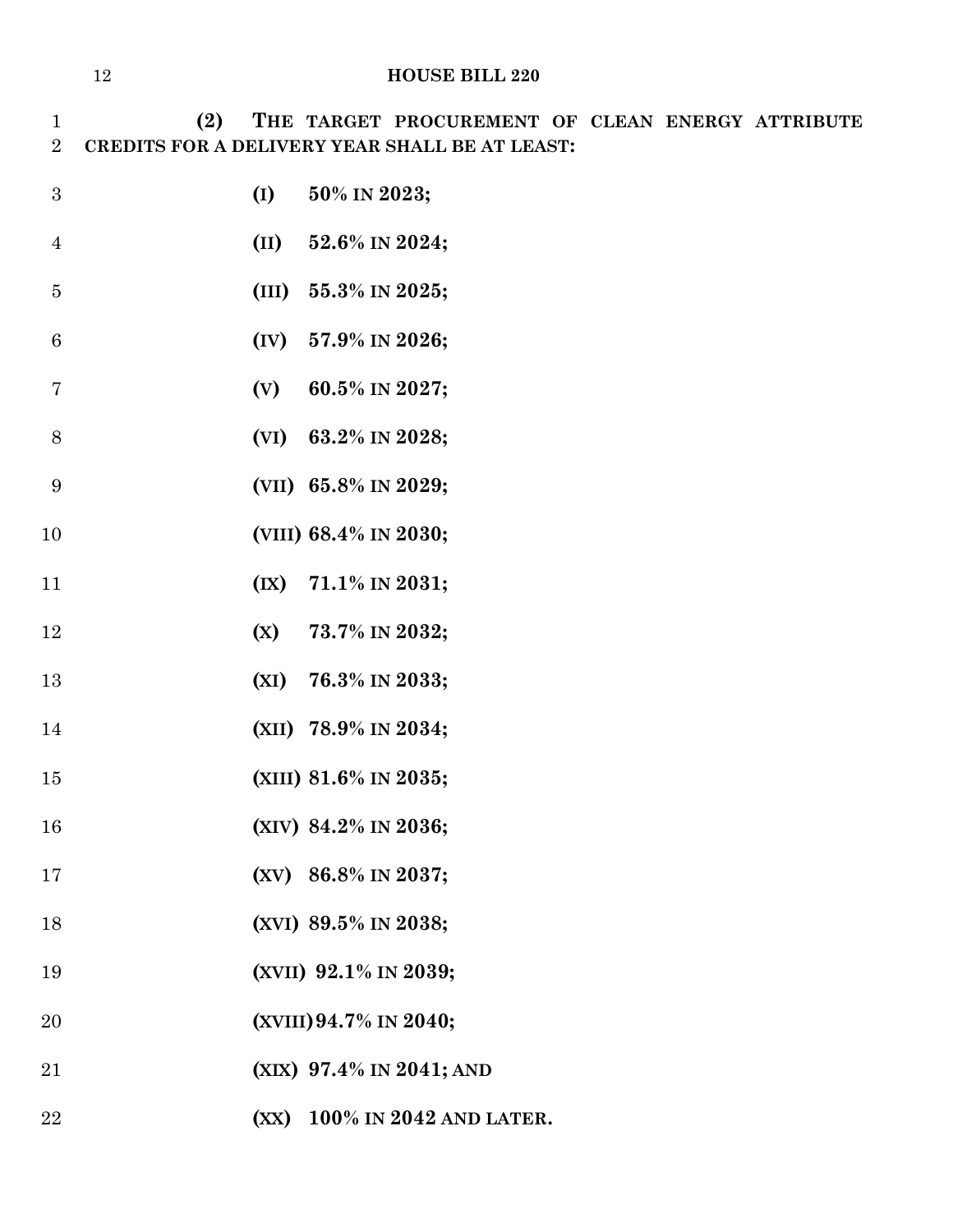**(2) THE TARGET PROCUREMENT OF CLEAN ENERGY ATTRIBUTE CREDITS FOR A DELIVERY YEAR SHALL BE AT LEAST:**

**(I) 50% IN 2023;**

**(II) 52.6% IN 2024;**

**(III) 55.3% IN 2025;**

**(IV) 57.9% IN 2026;**

**(V) 60.5% IN 2027;**

**(VI) 63.2% IN 2028;**

**(VII) 65.8% IN 2029;**

**(VIII) 68.4% IN 2030;**

**(IX) 71.1% IN 2031;**

**(X) 73.7% IN 2032;**

**(XI) 76.3% IN 2033;**

**(XII) 78.9% IN 2034;**

**(XIII) 81.6% IN 2035;**

**(XIV) 84.2% IN 2036;**

**(XV) 86.8% IN 2037;**

**(XVI) 89.5% IN 2038;**

**(XVII) 92.1% IN 2039;**

**(XVIII) 94.7% IN 2040;**

**(XIX) 97.4% IN 2041; AND**

**(XX) 100% IN 2042 AND LATER.**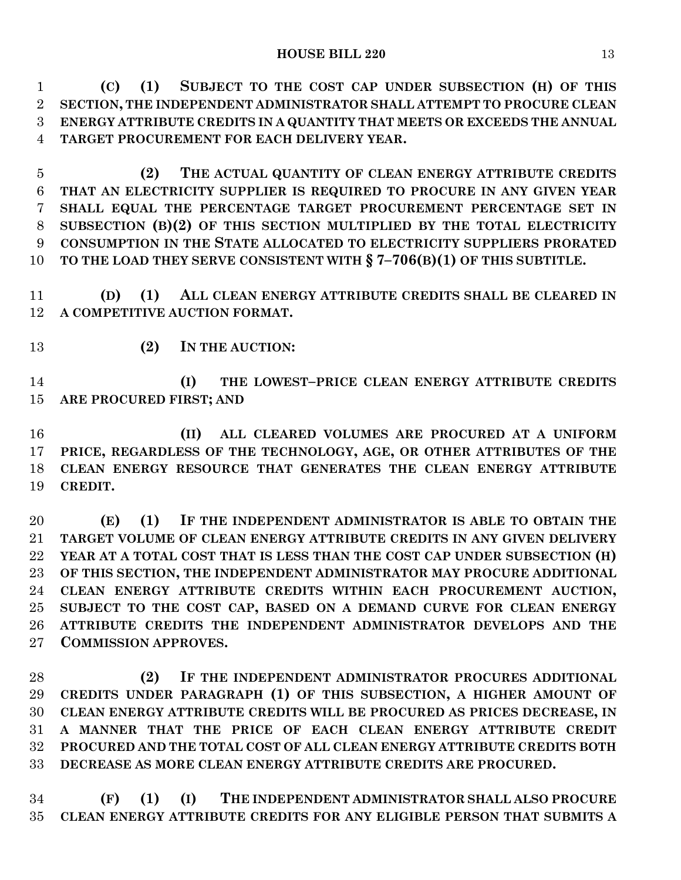**(C) (1) SUBJECT TO THE COST CAP UNDER SUBSECTION (H) OF THIS SECTION, THE INDEPENDENT ADMINISTRATOR SHALL ATTEMPT TO PROCURE CLEAN ENERGY ATTRIBUTE CREDITS IN A QUANTITY THAT MEETS OR EXCEEDS THE ANNUAL TARGET PROCUREMENT FOR EACH DELIVERY YEAR.**

**(2) THE ACTUAL QUANTITY OF CLEAN ENERGY ATTRIBUTE CREDITS THAT AN ELECTRICITY SUPPLIER IS REQUIRED TO PROCURE IN ANY GIVEN YEAR SHALL EQUAL THE PERCENTAGE TARGET PROCUREMENT PERCENTAGE SET IN SUBSECTION (B)(2) OF THIS SECTION MULTIPLIED BY THE TOTAL ELECTRICITY CONSUMPTION IN THE STATE ALLOCATED TO ELECTRICITY SUPPLIERS PRORATED TO THE LOAD THEY SERVE CONSISTENT WITH § 7–706(B)(1) OF THIS SUBTITLE.**

**(D) (1) ALL CLEAN ENERGY ATTRIBUTE CREDITS SHALL BE CLEARED IN A COMPETITIVE AUCTION FORMAT.**

**(2) IN THE AUCTION:**

**(I) THE LOWEST–PRICE CLEAN ENERGY ATTRIBUTE CREDITS ARE PROCURED FIRST; AND**

**(II) ALL CLEARED VOLUMES ARE PROCURED AT A UNIFORM PRICE, REGARDLESS OF THE TECHNOLOGY, AGE, OR OTHER ATTRIBUTES OF THE CLEAN ENERGY RESOURCE THAT GENERATES THE CLEAN ENERGY ATTRIBUTE CREDIT.**

**(E) (1) IF THE INDEPENDENT ADMINISTRATOR IS ABLE TO OBTAIN THE TARGET VOLUME OF CLEAN ENERGY ATTRIBUTE CREDITS IN ANY GIVEN DELIVERY YEAR AT A TOTAL COST THAT IS LESS THAN THE COST CAP UNDER SUBSECTION (H) OF THIS SECTION, THE INDEPENDENT ADMINISTRATOR MAY PROCURE ADDITIONAL CLEAN ENERGY ATTRIBUTE CREDITS WITHIN EACH PROCUREMENT AUCTION, SUBJECT TO THE COST CAP, BASED ON A DEMAND CURVE FOR CLEAN ENERGY ATTRIBUTE CREDITS THE INDEPENDENT ADMINISTRATOR DEVELOPS AND THE COMMISSION APPROVES.**

**(2) IF THE INDEPENDENT ADMINISTRATOR PROCURES ADDITIONAL CREDITS UNDER PARAGRAPH (1) OF THIS SUBSECTION, A HIGHER AMOUNT OF CLEAN ENERGY ATTRIBUTE CREDITS WILL BE PROCURED AS PRICES DECREASE, IN A MANNER THAT THE PRICE OF EACH CLEAN ENERGY ATTRIBUTE CREDIT PROCURED AND THE TOTAL COST OF ALL CLEAN ENERGY ATTRIBUTE CREDITS BOTH DECREASE AS MORE CLEAN ENERGY ATTRIBUTE CREDITS ARE PROCURED.**

**(F) (1) (I) THE INDEPENDENT ADMINISTRATOR SHALL ALSO PROCURE CLEAN ENERGY ATTRIBUTE CREDITS FOR ANY ELIGIBLE PERSON THAT SUBMITS A**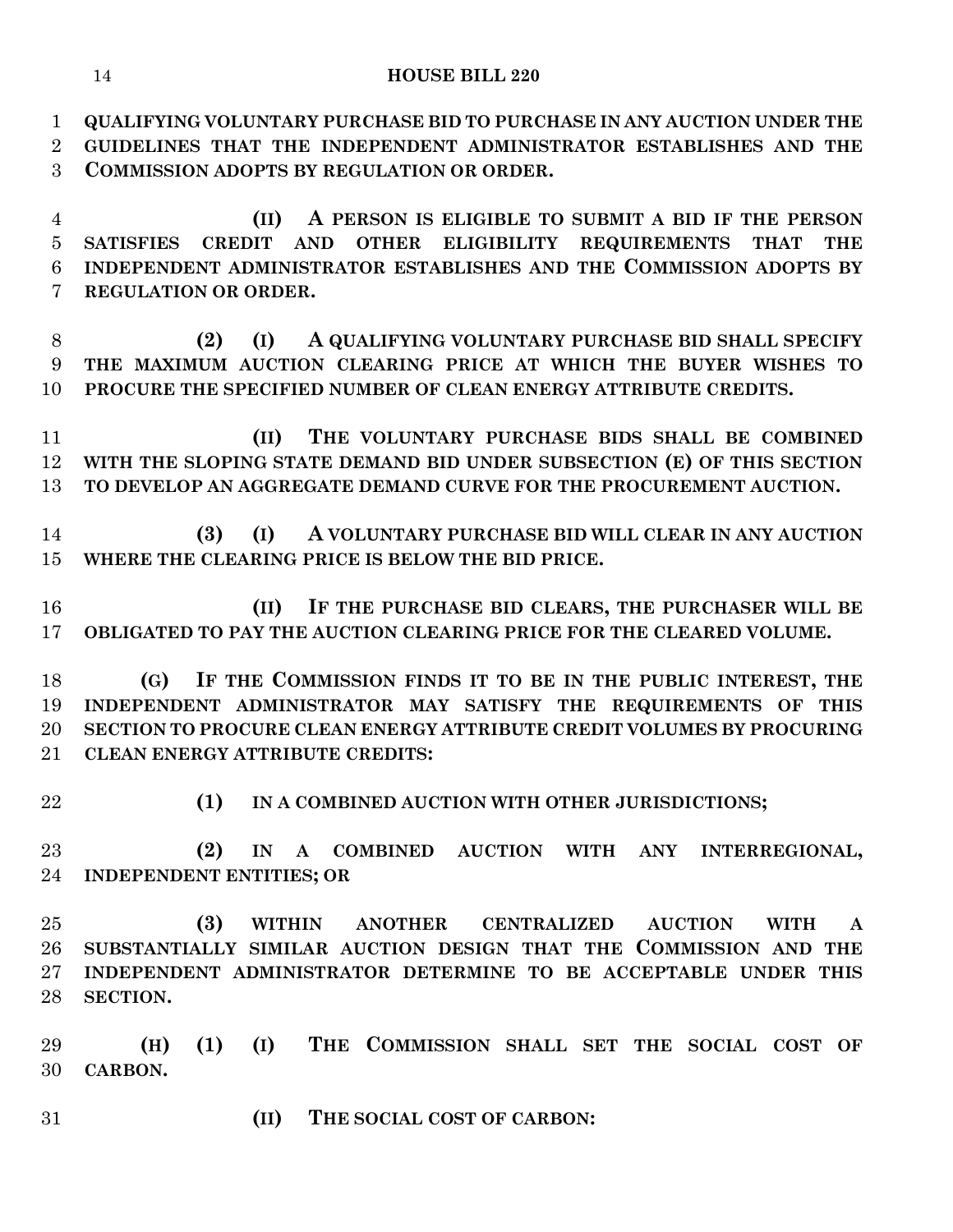**QUALIFYING VOLUNTARY PURCHASE BID TO PURCHASE IN ANY AUCTION UNDER THE GUIDELINES THAT THE INDEPENDENT ADMINISTRATOR ESTABLISHES AND THE COMMISSION ADOPTS BY REGULATION OR ORDER.**

**(II) A PERSON IS ELIGIBLE TO SUBMIT A BID IF THE PERSON SATISFIES CREDIT AND OTHER ELIGIBILITY REQUIREMENTS THAT THE INDEPENDENT ADMINISTRATOR ESTABLISHES AND THE COMMISSION ADOPTS BY REGULATION OR ORDER.**

**(2) (I) A QUALIFYING VOLUNTARY PURCHASE BID SHALL SPECIFY THE MAXIMUM AUCTION CLEARING PRICE AT WHICH THE BUYER WISHES TO PROCURE THE SPECIFIED NUMBER OF CLEAN ENERGY ATTRIBUTE CREDITS.**

**(II) THE VOLUNTARY PURCHASE BIDS SHALL BE COMBINED WITH THE SLOPING STATE DEMAND BID UNDER SUBSECTION (E) OF THIS SECTION TO DEVELOP AN AGGREGATE DEMAND CURVE FOR THE PROCUREMENT AUCTION.**

**(3) (I) A VOLUNTARY PURCHASE BID WILL CLEAR IN ANY AUCTION WHERE THE CLEARING PRICE IS BELOW THE BID PRICE.**

**(II) IF THE PURCHASE BID CLEARS, THE PURCHASER WILL BE OBLIGATED TO PAY THE AUCTION CLEARING PRICE FOR THE CLEARED VOLUME.**

**(G) IF THE COMMISSION FINDS IT TO BE IN THE PUBLIC INTEREST, THE INDEPENDENT ADMINISTRATOR MAY SATISFY THE REQUIREMENTS OF THIS SECTION TO PROCURE CLEAN ENERGY ATTRIBUTE CREDIT VOLUMES BY PROCURING CLEAN ENERGY ATTRIBUTE CREDITS:**

**(1) IN A COMBINED AUCTION WITH OTHER JURISDICTIONS;**

**(2) IN A COMBINED AUCTION WITH ANY INTERREGIONAL, INDEPENDENT ENTITIES; OR**

**(3) WITHIN ANOTHER CENTRALIZED AUCTION WITH A SUBSTANTIALLY SIMILAR AUCTION DESIGN THAT THE COMMISSION AND THE INDEPENDENT ADMINISTRATOR DETERMINE TO BE ACCEPTABLE UNDER THIS SECTION.**

**(H) (1) (I) THE COMMISSION SHALL SET THE SOCIAL COST OF CARBON.**

**(II) THE SOCIAL COST OF CARBON:**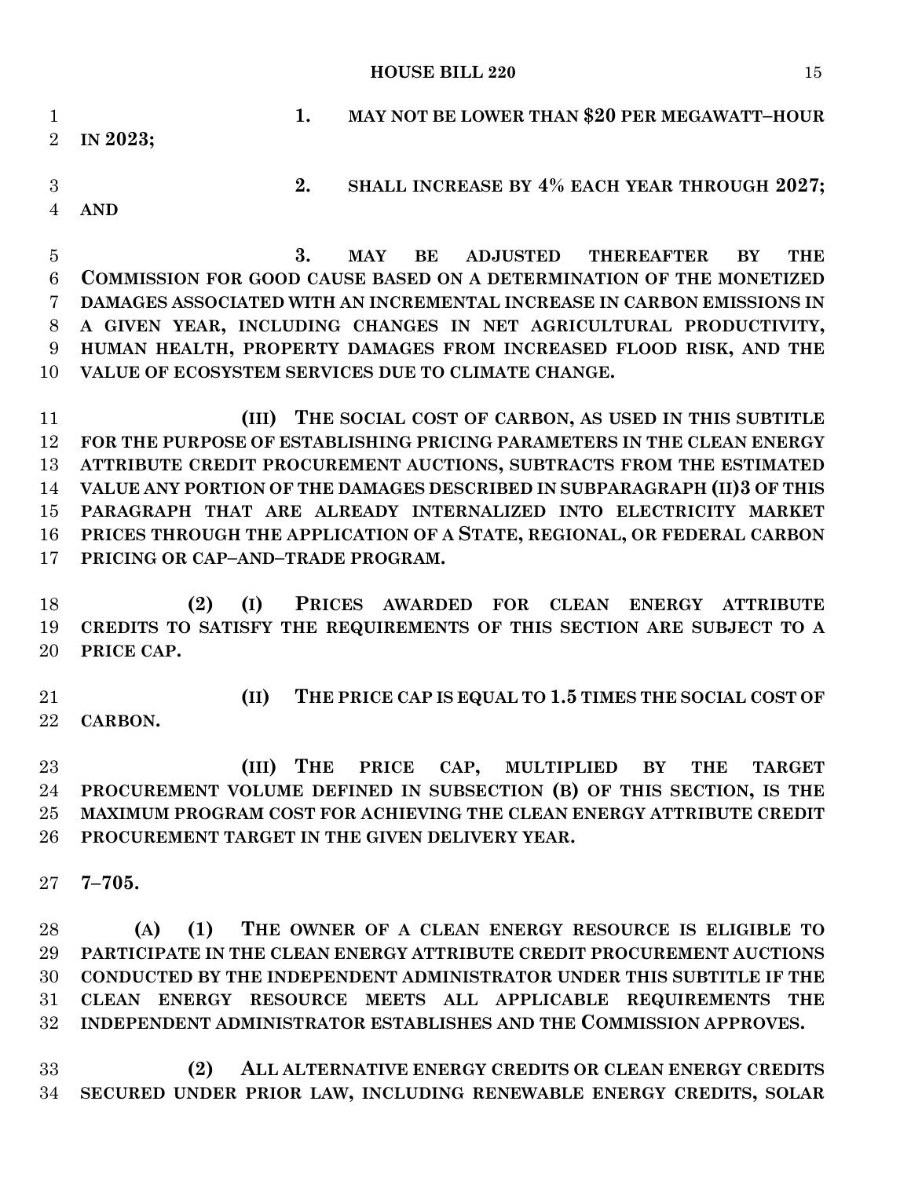1. MAY NOT BE LOWER THAN $20 PER MEGAWATT–HOUR IN 2023;

2. SHALL INCREASE BY 4% EACH YEAR THROUGH 2027; AND

3. MAY BE ADJUSTED THEREAFTER BY THE COMMISSION FOR GOOD CAUSE BASED ON A DETERMINATION OF THE MONETIZED DAMAGES ASSOCIATED WITH AN INCREMENTAL INCREASE IN CARBON EMISSIONS IN A GIVEN YEAR, INCLUDING CHANGES IN NET AGRICULTURAL PRODUCTIVITY, HUMAN HEALTH, PROPERTY DAMAGES FROM INCREASED FLOOD RISK, AND THE VALUE OF ECOSYSTEM SERVICES DUE TO CLIMATE CHANGE.

(III) THE SOCIAL COST OF CARBON, AS USED IN THIS SUBTITLE FOR THE PURPOSE OF ESTABLISHING PRICING PARAMETERS IN THE CLEAN ENERGY ATTRIBUTE CREDIT PROCUREMENT AUCTIONS, SUBTRACTS FROM THE ESTIMATED VALUE ANY PORTION OF THE DAMAGES DESCRIBED IN SUBPARAGRAPH (II)3 OF THIS PARAGRAPH THAT ARE ALREADY INTERNALIZED INTO ELECTRICITY MARKET PRICES THROUGH THE APPLICATION OF A STATE, REGIONAL, OR FEDERAL CARBON PRICING OR CAP–AND–TRADE PROGRAM.

(2) (I) PRICES AWARDED FOR CLEAN ENERGY ATTRIBUTE CREDITS TO SATISFY THE REQUIREMENTS OF THIS SECTION ARE SUBJECT TO A PRICE CAP.

(II) THE PRICE CAP IS EQUAL TO 1.5 TIMES THE SOCIAL COST OF CARBON.

(III) THE PRICE CAP, MULTIPLIED BY THE TARGET PROCUREMENT VOLUME DEFINED IN SUBSECTION (B) OF THIS SECTION, IS THE MAXIMUM PROGRAM COST FOR ACHIEVING THE CLEAN ENERGY ATTRIBUTE CREDIT PROCUREMENT TARGET IN THE GIVEN DELIVERY YEAR.

**7–705.**

(A) (1) THE OWNER OF A CLEAN ENERGY RESOURCE IS ELIGIBLE TO PARTICIPATE IN THE CLEAN ENERGY ATTRIBUTE CREDIT PROCUREMENT AUCTIONS CONDUCTED BY THE INDEPENDENT ADMINISTRATOR UNDER THIS SUBTITLE IF THE CLEAN ENERGY RESOURCE MEETS ALL APPLICABLE REQUIREMENTS THE INDEPENDENT ADMINISTRATOR ESTABLISHES AND THE COMMISSION APPROVES.

(2) ALL ALTERNATIVE ENERGY CREDITS OR CLEAN ENERGY CREDITS SECURED UNDER PRIOR LAW, INCLUDING RENEWABLE ENERGY CREDITS, SOLAR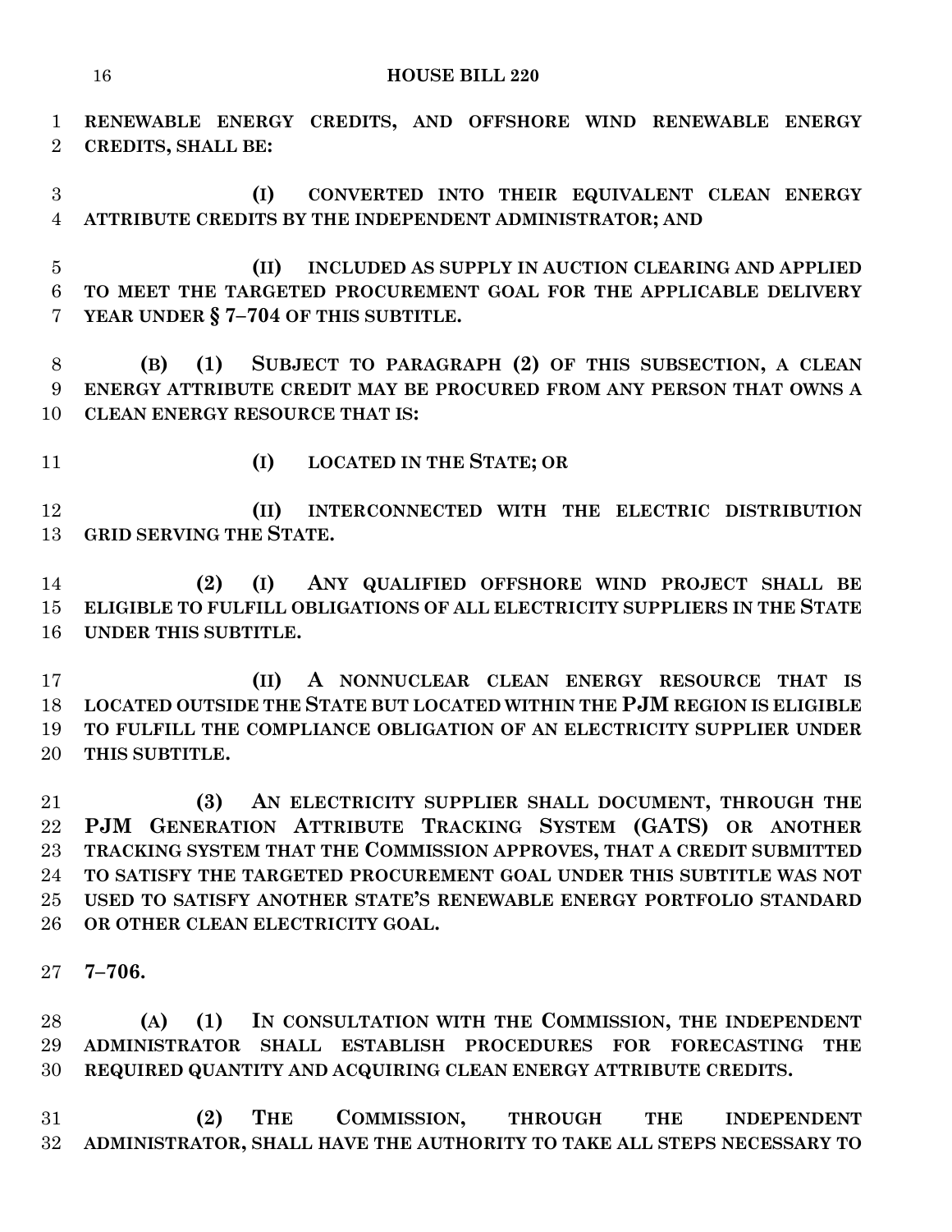**RENEWABLE ENERGY CREDITS, AND OFFSHORE WIND RENEWABLE ENERGY CREDITS, SHALL BE:**

**(I) CONVERTED INTO THEIR EQUIVALENT CLEAN ENERGY ATTRIBUTE CREDITS BY THE INDEPENDENT ADMINISTRATOR; AND**

**(II) INCLUDED AS SUPPLY IN AUCTION CLEARING AND APPLIED TO MEET THE TARGETED PROCUREMENT GOAL FOR THE APPLICABLE DELIVERY YEAR UNDER § 7–704 OF THIS SUBTITLE.**

**(B) (1) SUBJECT TO PARAGRAPH (2) OF THIS SUBSECTION, A CLEAN ENERGY ATTRIBUTE CREDIT MAY BE PROCURED FROM ANY PERSON THAT OWNS A CLEAN ENERGY RESOURCE THAT IS:**

**(I) LOCATED IN THE STATE; OR**

**(II) INTERCONNECTED WITH THE ELECTRIC DISTRIBUTION GRID SERVING THE STATE.**

**(2) (I) ANY QUALIFIED OFFSHORE WIND PROJECT SHALL BE ELIGIBLE TO FULFILL OBLIGATIONS OF ALL ELECTRICITY SUPPLIERS IN THE STATE UNDER THIS SUBTITLE.**

**(II) A NONNUCLEAR CLEAN ENERGY RESOURCE THAT IS LOCATED OUTSIDE THE STATE BUT LOCATED WITHIN THE PJM REGION IS ELIGIBLE TO FULFILL THE COMPLIANCE OBLIGATION OF AN ELECTRICITY SUPPLIER UNDER THIS SUBTITLE.**

**(3) AN ELECTRICITY SUPPLIER SHALL DOCUMENT, THROUGH THE PJM GENERATION ATTRIBUTE TRACKING SYSTEM (GATS) OR ANOTHER TRACKING SYSTEM THAT THE COMMISSION APPROVES, THAT A CREDIT SUBMITTED TO SATISFY THE TARGETED PROCUREMENT GOAL UNDER THIS SUBTITLE WAS NOT USED TO SATISFY ANOTHER STATE'S RENEWABLE ENERGY PORTFOLIO STANDARD OR OTHER CLEAN ELECTRICITY GOAL.**

**7–706.**

**(A) (1) IN CONSULTATION WITH THE COMMISSION, THE INDEPENDENT ADMINISTRATOR SHALL ESTABLISH PROCEDURES FOR FORECASTING THE REQUIRED QUANTITY AND ACQUIRING CLEAN ENERGY ATTRIBUTE CREDITS.**

**(2) THE COMMISSION, THROUGH THE INDEPENDENT ADMINISTRATOR, SHALL HAVE THE AUTHORITY TO TAKE ALL STEPS NECESSARY TO**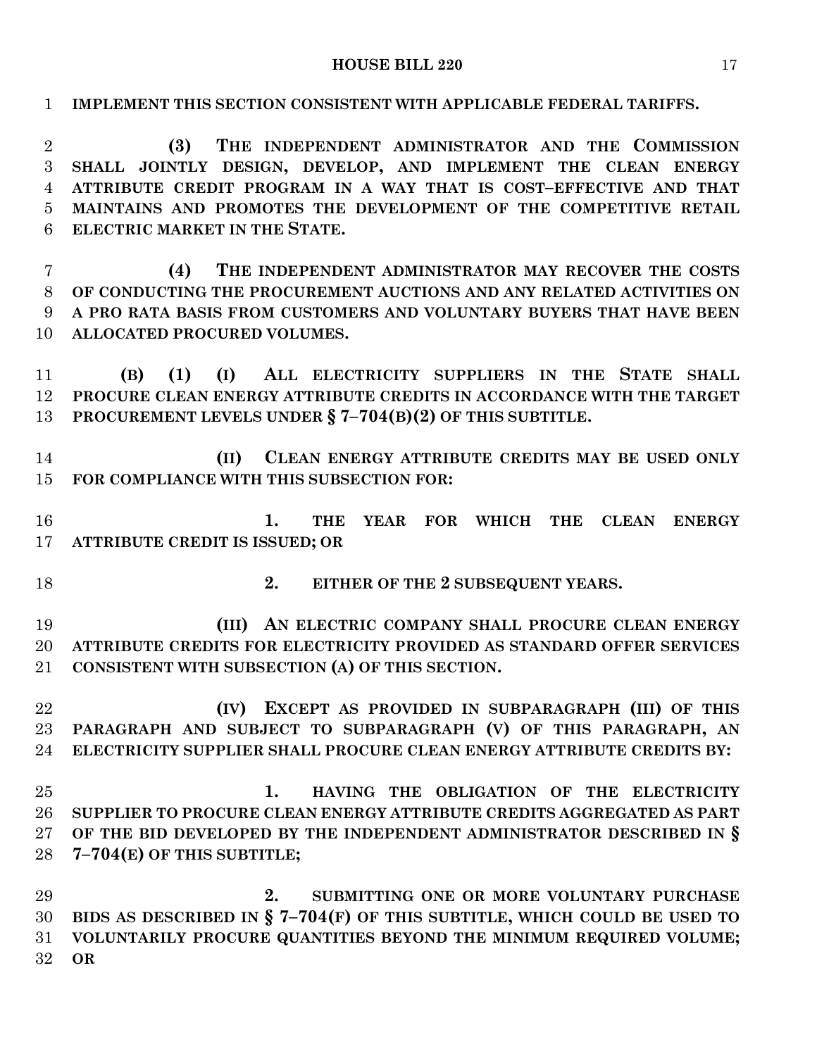IMPLEMENT THIS SECTION CONSISTENT WITH APPLICABLE FEDERAL TARIFFS.

**(3) THE INDEPENDENT ADMINISTRATOR AND THE COMMISSION SHALL JOINTLY DESIGN, DEVELOP, AND IMPLEMENT THE CLEAN ENERGY ATTRIBUTE CREDIT PROGRAM IN A WAY THAT IS COST–EFFECTIVE AND THAT MAINTAINS AND PROMOTES THE DEVELOPMENT OF THE COMPETITIVE RETAIL ELECTRIC MARKET IN THE STATE.**

**(4) THE INDEPENDENT ADMINISTRATOR MAY RECOVER THE COSTS OF CONDUCTING THE PROCUREMENT AUCTIONS AND ANY RELATED ACTIVITIES ON A PRO RATA BASIS FROM CUSTOMERS AND VOLUNTARY BUYERS THAT HAVE BEEN ALLOCATED PROCURED VOLUMES.**

**(B) (1) (I) ALL ELECTRICITY SUPPLIERS IN THE STATE SHALL PROCURE CLEAN ENERGY ATTRIBUTE CREDITS IN ACCORDANCE WITH THE TARGET PROCUREMENT LEVELS UNDER § 7–704(B)(2) OF THIS SUBTITLE.**

**(II) CLEAN ENERGY ATTRIBUTE CREDITS MAY BE USED ONLY FOR COMPLIANCE WITH THIS SUBSECTION FOR:**

**1. THE YEAR FOR WHICH THE CLEAN ENERGY ATTRIBUTE CREDIT IS ISSUED; OR**

**2. EITHER OF THE 2 SUBSEQUENT YEARS.**

**(III) AN ELECTRIC COMPANY SHALL PROCURE CLEAN ENERGY ATTRIBUTE CREDITS FOR ELECTRICITY PROVIDED AS STANDARD OFFER SERVICES CONSISTENT WITH SUBSECTION (A) OF THIS SECTION.**

**(IV) EXCEPT AS PROVIDED IN SUBPARAGRAPH (III) OF THIS PARAGRAPH AND SUBJECT TO SUBPARAGRAPH (V) OF THIS PARAGRAPH, AN ELECTRICITY SUPPLIER SHALL PROCURE CLEAN ENERGY ATTRIBUTE CREDITS BY:**

**1. HAVING THE OBLIGATION OF THE ELECTRICITY SUPPLIER TO PROCURE CLEAN ENERGY ATTRIBUTE CREDITS AGGREGATED AS PART OF THE BID DEVELOPED BY THE INDEPENDENT ADMINISTRATOR DESCRIBED IN § 7–704(E) OF THIS SUBTITLE;**

**2. SUBMITTING ONE OR MORE VOLUNTARY PURCHASE BIDS AS DESCRIBED IN § 7–704(F) OF THIS SUBTITLE, WHICH COULD BE USED TO VOLUNTARILY PROCURE QUANTITIES BEYOND THE MINIMUM REQUIRED VOLUME; OR**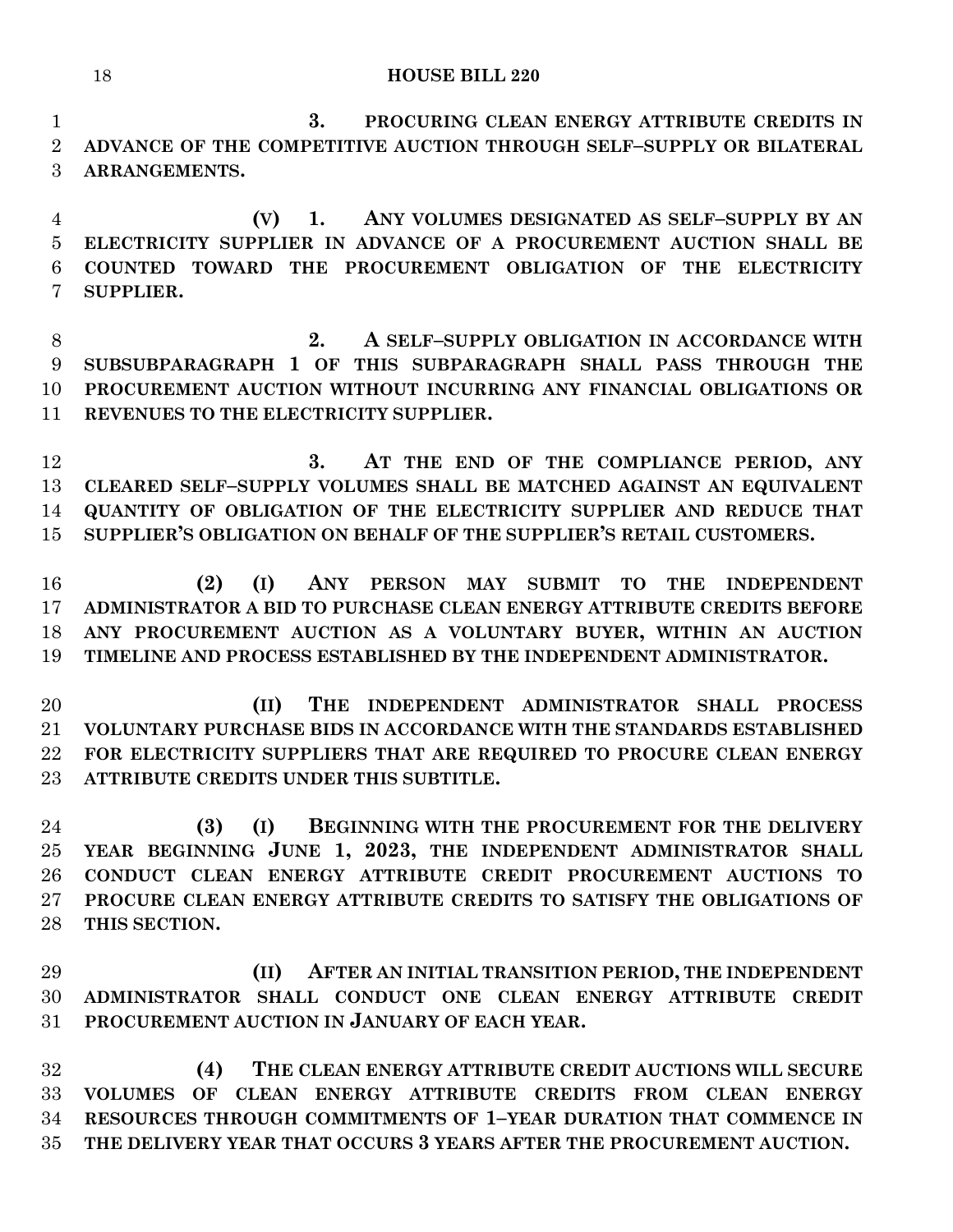3. PROCURING CLEAN ENERGY ATTRIBUTE CREDITS IN ADVANCE OF THE COMPETITIVE AUCTION THROUGH SELF–SUPPLY OR BILATERAL ARRANGEMENTS.

(V) 1. ANY VOLUMES DESIGNATED AS SELF–SUPPLY BY AN ELECTRICITY SUPPLIER IN ADVANCE OF A PROCUREMENT AUCTION SHALL BE COUNTED TOWARD THE PROCUREMENT OBLIGATION OF THE ELECTRICITY SUPPLIER.

2. A SELF–SUPPLY OBLIGATION IN ACCORDANCE WITH SUBSUBPARAGRAPH 1 OF THIS SUBPARAGRAPH SHALL PASS THROUGH THE PROCUREMENT AUCTION WITHOUT INCURRING ANY FINANCIAL OBLIGATIONS OR REVENUES TO THE ELECTRICITY SUPPLIER.

3. AT THE END OF THE COMPLIANCE PERIOD, ANY CLEARED SELF–SUPPLY VOLUMES SHALL BE MATCHED AGAINST AN EQUIVALENT QUANTITY OF OBLIGATION OF THE ELECTRICITY SUPPLIER AND REDUCE THAT SUPPLIER'S OBLIGATION ON BEHALF OF THE SUPPLIER'S RETAIL CUSTOMERS.

(2) (I) ANY PERSON MAY SUBMIT TO THE INDEPENDENT ADMINISTRATOR A BID TO PURCHASE CLEAN ENERGY ATTRIBUTE CREDITS BEFORE ANY PROCUREMENT AUCTION AS A VOLUNTARY BUYER, WITHIN AN AUCTION TIMELINE AND PROCESS ESTABLISHED BY THE INDEPENDENT ADMINISTRATOR.

(II) THE INDEPENDENT ADMINISTRATOR SHALL PROCESS VOLUNTARY PURCHASE BIDS IN ACCORDANCE WITH THE STANDARDS ESTABLISHED FOR ELECTRICITY SUPPLIERS THAT ARE REQUIRED TO PROCURE CLEAN ENERGY ATTRIBUTE CREDITS UNDER THIS SUBTITLE.

(3) (I) BEGINNING WITH THE PROCUREMENT FOR THE DELIVERY YEAR BEGINNING JUNE 1, 2023, THE INDEPENDENT ADMINISTRATOR SHALL CONDUCT CLEAN ENERGY ATTRIBUTE CREDIT PROCUREMENT AUCTIONS TO PROCURE CLEAN ENERGY ATTRIBUTE CREDITS TO SATISFY THE OBLIGATIONS OF THIS SECTION.

(II) AFTER AN INITIAL TRANSITION PERIOD, THE INDEPENDENT ADMINISTRATOR SHALL CONDUCT ONE CLEAN ENERGY ATTRIBUTE CREDIT PROCUREMENT AUCTION IN JANUARY OF EACH YEAR.

(4) THE CLEAN ENERGY ATTRIBUTE CREDIT AUCTIONS WILL SECURE VOLUMES OF CLEAN ENERGY ATTRIBUTE CREDITS FROM CLEAN ENERGY RESOURCES THROUGH COMMITMENTS OF 1–YEAR DURATION THAT COMMENCE IN THE DELIVERY YEAR THAT OCCURS 3 YEARS AFTER THE PROCUREMENT AUCTION.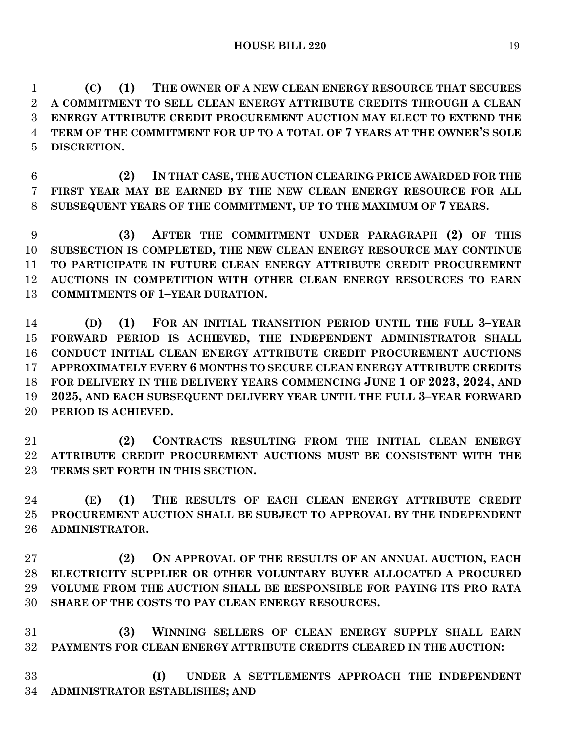**(C) (1) THE OWNER OF A NEW CLEAN ENERGY RESOURCE THAT SECURES A COMMITMENT TO SELL CLEAN ENERGY ATTRIBUTE CREDITS THROUGH A CLEAN ENERGY ATTRIBUTE CREDIT PROCUREMENT AUCTION MAY ELECT TO EXTEND THE TERM OF THE COMMITMENT FOR UP TO A TOTAL OF 7 YEARS AT THE OWNER'S SOLE DISCRETION.**

**(2) IN THAT CASE, THE AUCTION CLEARING PRICE AWARDED FOR THE FIRST YEAR MAY BE EARNED BY THE NEW CLEAN ENERGY RESOURCE FOR ALL SUBSEQUENT YEARS OF THE COMMITMENT, UP TO THE MAXIMUM OF 7 YEARS.**

**(3) AFTER THE COMMITMENT UNDER PARAGRAPH (2) OF THIS SUBSECTION IS COMPLETED, THE NEW CLEAN ENERGY RESOURCE MAY CONTINUE TO PARTICIPATE IN FUTURE CLEAN ENERGY ATTRIBUTE CREDIT PROCUREMENT AUCTIONS IN COMPETITION WITH OTHER CLEAN ENERGY RESOURCES TO EARN COMMITMENTS OF 1–YEAR DURATION.**

**(D) (1) FOR AN INITIAL TRANSITION PERIOD UNTIL THE FULL 3–YEAR FORWARD PERIOD IS ACHIEVED, THE INDEPENDENT ADMINISTRATOR SHALL CONDUCT INITIAL CLEAN ENERGY ATTRIBUTE CREDIT PROCUREMENT AUCTIONS APPROXIMATELY EVERY 6 MONTHS TO SECURE CLEAN ENERGY ATTRIBUTE CREDITS FOR DELIVERY IN THE DELIVERY YEARS COMMENCING JUNE 1 OF 2023, 2024, AND 2025, AND EACH SUBSEQUENT DELIVERY YEAR UNTIL THE FULL 3–YEAR FORWARD PERIOD IS ACHIEVED.**

**(2) CONTRACTS RESULTING FROM THE INITIAL CLEAN ENERGY ATTRIBUTE CREDIT PROCUREMENT AUCTIONS MUST BE CONSISTENT WITH THE TERMS SET FORTH IN THIS SECTION.**

**(E) (1) THE RESULTS OF EACH CLEAN ENERGY ATTRIBUTE CREDIT PROCUREMENT AUCTION SHALL BE SUBJECT TO APPROVAL BY THE INDEPENDENT ADMINISTRATOR.**

**(2) ON APPROVAL OF THE RESULTS OF AN ANNUAL AUCTION, EACH ELECTRICITY SUPPLIER OR OTHER VOLUNTARY BUYER ALLOCATED A PROCURED VOLUME FROM THE AUCTION SHALL BE RESPONSIBLE FOR PAYING ITS PRO RATA SHARE OF THE COSTS TO PAY CLEAN ENERGY RESOURCES.**

**(3) WINNING SELLERS OF CLEAN ENERGY SUPPLY SHALL EARN PAYMENTS FOR CLEAN ENERGY ATTRIBUTE CREDITS CLEARED IN THE AUCTION:**

**(I) UNDER A SETTLEMENTS APPROACH THE INDEPENDENT ADMINISTRATOR ESTABLISHES; AND**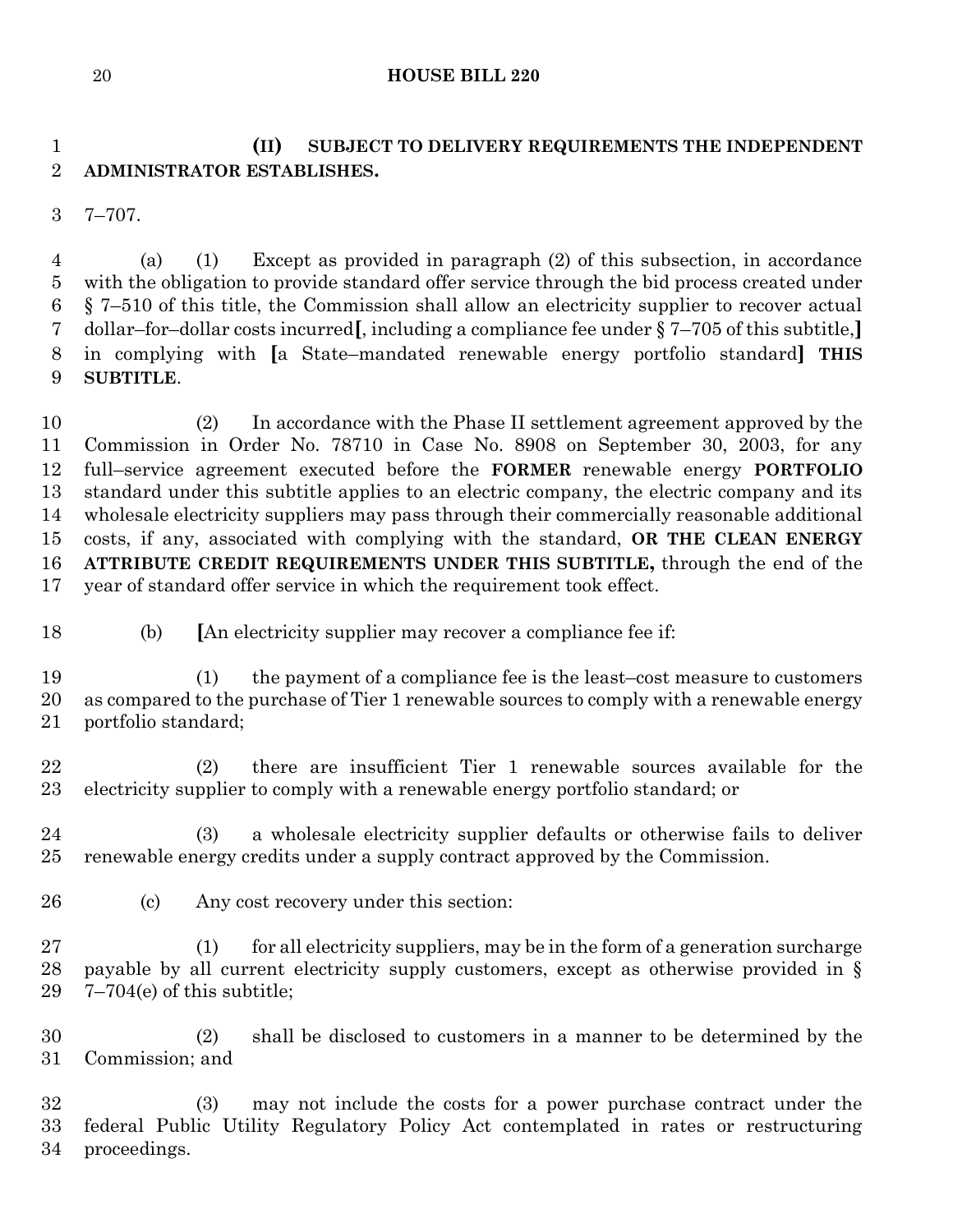**(II) SUBJECT TO DELIVERY REQUIREMENTS THE INDEPENDENT ADMINISTRATOR ESTABLISHES.**

7–707.

(a) (1) Except as provided in paragraph (2) of this subsection, in accordance with the obligation to provide standard offer service through the bid process created under § 7–510 of this title, the Commission shall allow an electricity supplier to recover actual dollar–for–dollar costs incurred**[**, including a compliance fee under § 7–705 of this subtitle,**]** in complying with **[**a State–mandated renewable energy portfolio standard**]** **THIS SUBTITLE**.

(2) In accordance with the Phase II settlement agreement approved by the Commission in Order No. 78710 in Case No. 8908 on September 30, 2003, for any full–service agreement executed before the **FORMER** renewable energy **PORTFOLIO** standard under this subtitle applies to an electric company, the electric company and its wholesale electricity suppliers may pass through their commercially reasonable additional costs, if any, associated with complying with the standard, **OR THE CLEAN ENERGY ATTRIBUTE CREDIT REQUIREMENTS UNDER THIS SUBTITLE,** through the end of the year of standard offer service in which the requirement took effect.

(b) **[**An electricity supplier may recover a compliance fee if:

(1) the payment of a compliance fee is the least–cost measure to customers as compared to the purchase of Tier 1 renewable sources to comply with a renewable energy portfolio standard;

(2) there are insufficient Tier 1 renewable sources available for the electricity supplier to comply with a renewable energy portfolio standard; or

(3) a wholesale electricity supplier defaults or otherwise fails to deliver renewable energy credits under a supply contract approved by the Commission.

(c) Any cost recovery under this section:

(1) for all electricity suppliers, may be in the form of a generation surcharge payable by all current electricity supply customers, except as otherwise provided in § 7–704(e) of this subtitle;

(2) shall be disclosed to customers in a manner to be determined by the Commission; and

(3) may not include the costs for a power purchase contract under the federal Public Utility Regulatory Policy Act contemplated in rates or restructuring proceedings.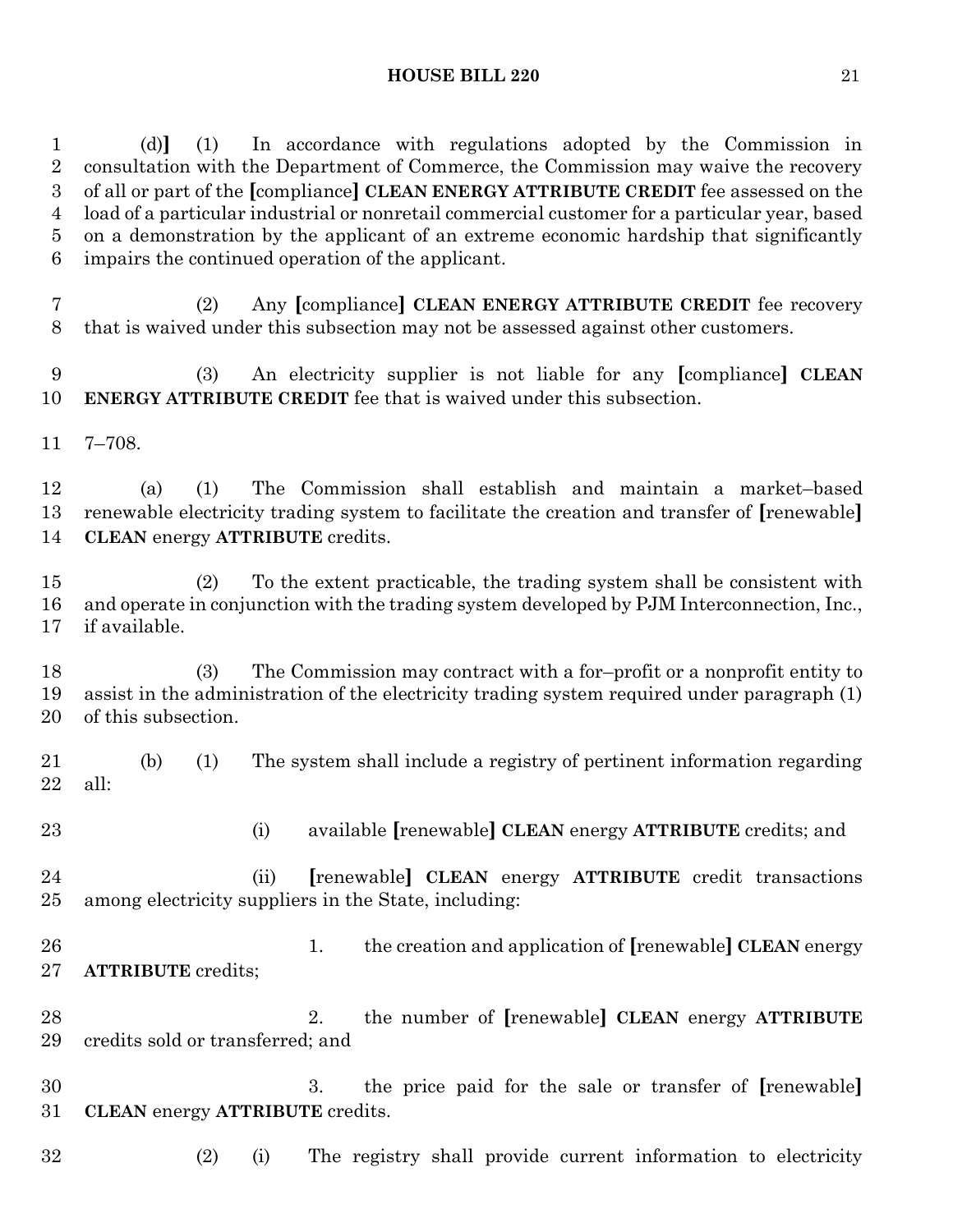(d)] (1) In accordance with regulations adopted by the Commission in consultation with the Department of Commerce, the Commission may waive the recovery of all or part of the [compliance] **CLEAN ENERGY ATTRIBUTE CREDIT** fee assessed on the load of a particular industrial or nonretail commercial customer for a particular year, based on a demonstration by the applicant of an extreme economic hardship that significantly impairs the continued operation of the applicant.

(2) Any [compliance] **CLEAN ENERGY ATTRIBUTE CREDIT** fee recovery that is waived under this subsection may not be assessed against other customers.

(3) An electricity supplier is not liable for any [compliance] **CLEAN ENERGY ATTRIBUTE CREDIT** fee that is waived under this subsection.

7–708.

(a) (1) The Commission shall establish and maintain a market–based renewable electricity trading system to facilitate the creation and transfer of [renewable] **CLEAN** energy **ATTRIBUTE** credits.

(2) To the extent practicable, the trading system shall be consistent with and operate in conjunction with the trading system developed by PJM Interconnection, Inc., if available.

(3) The Commission may contract with a for–profit or a nonprofit entity to assist in the administration of the electricity trading system required under paragraph (1) of this subsection.

(b) (1) The system shall include a registry of pertinent information regarding all:

(i) available [renewable] **CLEAN** energy **ATTRIBUTE** credits; and

(ii) [renewable] **CLEAN** energy **ATTRIBUTE** credit transactions among electricity suppliers in the State, including:

1. the creation and application of [renewable] **CLEAN** energy **ATTRIBUTE** credits;

2. the number of [renewable] **CLEAN** energy **ATTRIBUTE** credits sold or transferred; and

3. the price paid for the sale or transfer of [renewable] **CLEAN** energy **ATTRIBUTE** credits.

(2) (i) The registry shall provide current information to electricity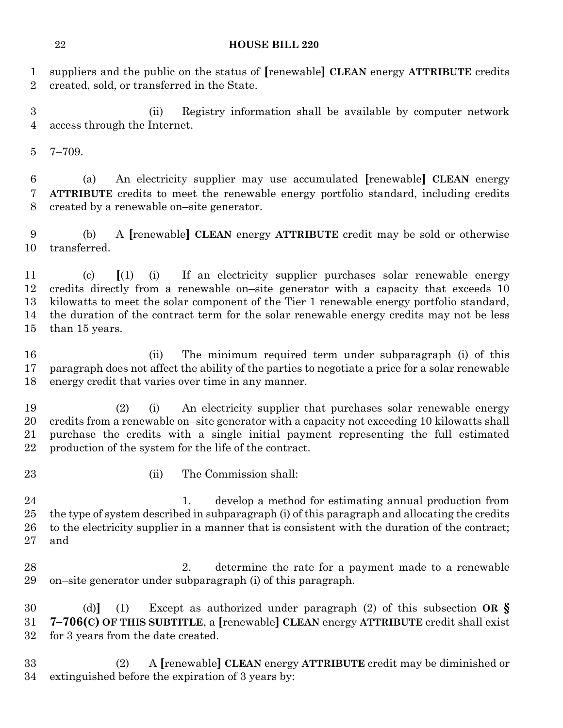suppliers and the public on the status of [renewable] **CLEAN** energy **ATTRIBUTE** credits created, sold, or transferred in the State.

(ii) Registry information shall be available by computer network access through the Internet.

7–709.

(a) An electricity supplier may use accumulated [renewable] **CLEAN** energy **ATTRIBUTE** credits to meet the renewable energy portfolio standard, including credits created by a renewable on–site generator.

(b) A [renewable] **CLEAN** energy **ATTRIBUTE** credit may be sold or otherwise transferred.

(c) [(1) (i) If an electricity supplier purchases solar renewable energy credits directly from a renewable on–site generator with a capacity that exceeds 10 kilowatts to meet the solar component of the Tier 1 renewable energy portfolio standard, the duration of the contract term for the solar renewable energy credits may not be less than 15 years.

(ii) The minimum required term under subparagraph (i) of this paragraph does not affect the ability of the parties to negotiate a price for a solar renewable energy credit that varies over time in any manner.

(2) (i) An electricity supplier that purchases solar renewable energy credits from a renewable on–site generator with a capacity not exceeding 10 kilowatts shall purchase the credits with a single initial payment representing the full estimated production of the system for the life of the contract.

(ii) The Commission shall:

1. develop a method for estimating annual production from the type of system described in subparagraph (i) of this paragraph and allocating the credits to the electricity supplier in a manner that is consistent with the duration of the contract; and

2. determine the rate for a payment made to a renewable on–site generator under subparagraph (i) of this paragraph.

(d)] (1) Except as authorized under paragraph (2) of this subsection **OR § 7–706(C) OF THIS SUBTITLE**, a [renewable] **CLEAN** energy **ATTRIBUTE** credit shall exist for 3 years from the date created.

(2) A [renewable] **CLEAN** energy **ATTRIBUTE** credit may be diminished or extinguished before the expiration of 3 years by: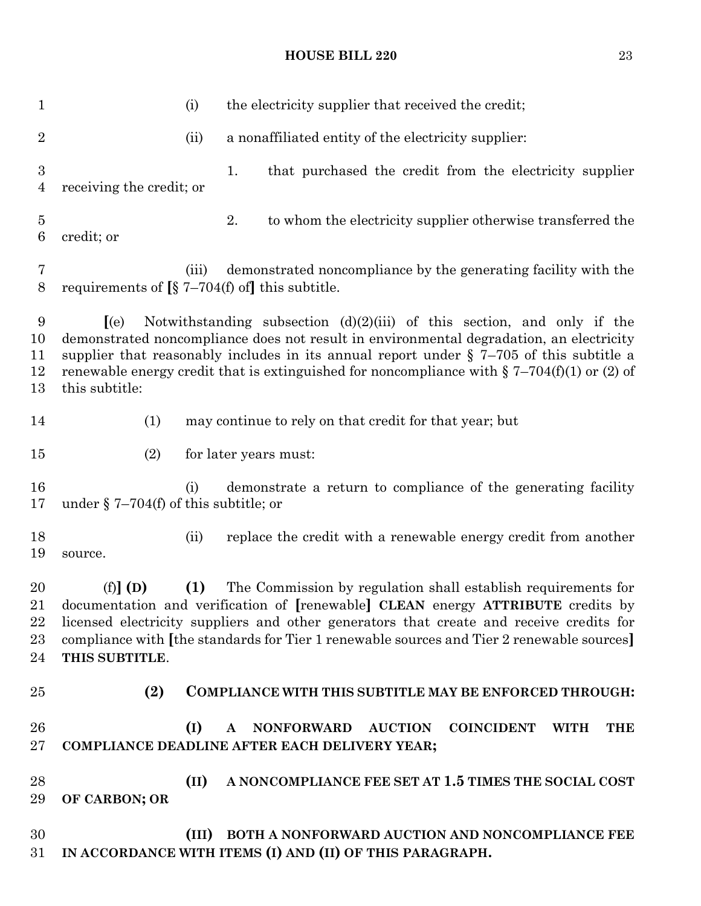(i) the electricity supplier that received the credit;

(ii) a nonaffiliated entity of the electricity supplier:

1. that purchased the credit from the electricity supplier receiving the credit; or

2. to whom the electricity supplier otherwise transferred the credit; or

(iii) demonstrated noncompliance by the generating facility with the requirements of [§ 7–704(f) of] this subtitle.

[(e) Notwithstanding subsection (d)(2)(iii) of this section, and only if the demonstrated noncompliance does not result in environmental degradation, an electricity supplier that reasonably includes in its annual report under § 7–705 of this subtitle a renewable energy credit that is extinguished for noncompliance with § 7–704(f)(1) or (2) of this subtitle:

(1) may continue to rely on that credit for that year; but

(2) for later years must:

(i) demonstrate a return to compliance of the generating facility under § 7–704(f) of this subtitle; or

(ii) replace the credit with a renewable energy credit from another source.

(f)] **(D)** (1) The Commission by regulation shall establish requirements for documentation and verification of [renewable] **CLEAN** energy **ATTRIBUTE** credits by licensed electricity suppliers and other generators that create and receive credits for compliance with [the standards for Tier 1 renewable sources and Tier 2 renewable sources] **THIS SUBTITLE**.

**(2) COMPLIANCE WITH THIS SUBTITLE MAY BE ENFORCED THROUGH:**

**(I) A NONFORWARD AUCTION COINCIDENT WITH THE COMPLIANCE DEADLINE AFTER EACH DELIVERY YEAR;**

**(II) A NONCOMPLIANCE FEE SET AT 1.5 TIMES THE SOCIAL COST OF CARBON; OR**

**(III) BOTH A NONFORWARD AUCTION AND NONCOMPLIANCE FEE IN ACCORDANCE WITH ITEMS (I) AND (II) OF THIS PARAGRAPH.**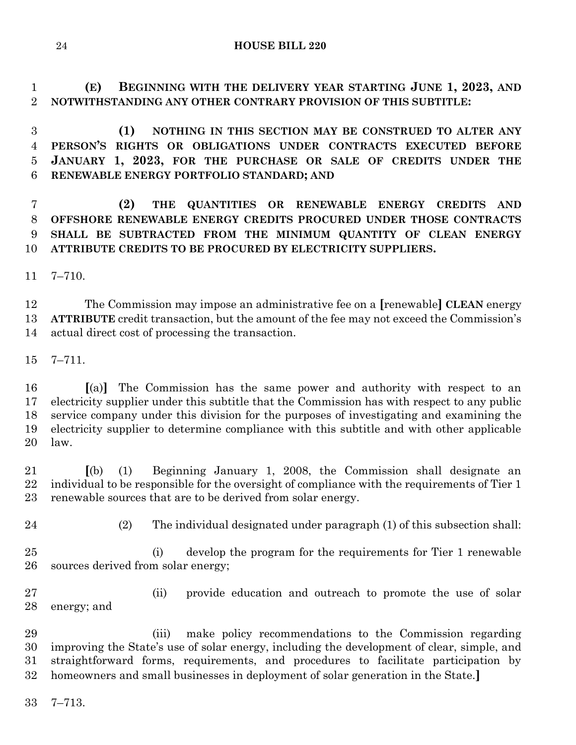**(E) BEGINNING WITH THE DELIVERY YEAR STARTING JUNE 1, 2023, AND NOTWITHSTANDING ANY OTHER CONTRARY PROVISION OF THIS SUBTITLE:**

**(1) NOTHING IN THIS SECTION MAY BE CONSTRUED TO ALTER ANY PERSON'S RIGHTS OR OBLIGATIONS UNDER CONTRACTS EXECUTED BEFORE JANUARY 1, 2023, FOR THE PURCHASE OR SALE OF CREDITS UNDER THE RENEWABLE ENERGY PORTFOLIO STANDARD; AND**

**(2) THE QUANTITIES OR RENEWABLE ENERGY CREDITS AND OFFSHORE RENEWABLE ENERGY CREDITS PROCURED UNDER THOSE CONTRACTS SHALL BE SUBTRACTED FROM THE MINIMUM QUANTITY OF CLEAN ENERGY ATTRIBUTE CREDITS TO BE PROCURED BY ELECTRICITY SUPPLIERS.**

7–710.

The Commission may impose an administrative fee on a **[**renewable**]** **CLEAN** energy **ATTRIBUTE** credit transaction, but the amount of the fee may not exceed the Commission's actual direct cost of processing the transaction.

7–711.

**[**(a)**]** The Commission has the same power and authority with respect to an electricity supplier under this subtitle that the Commission has with respect to any public service company under this division for the purposes of investigating and examining the electricity supplier to determine compliance with this subtitle and with other applicable law.

**[**(b) (1) Beginning January 1, 2008, the Commission shall designate an individual to be responsible for the oversight of compliance with the requirements of Tier 1 renewable sources that are to be derived from solar energy.

(2) The individual designated under paragraph (1) of this subsection shall:

(i) develop the program for the requirements for Tier 1 renewable sources derived from solar energy;

(ii) provide education and outreach to promote the use of solar energy; and

(iii) make policy recommendations to the Commission regarding improving the State's use of solar energy, including the development of clear, simple, and straightforward forms, requirements, and procedures to facilitate participation by homeowners and small businesses in deployment of solar generation in the State.**]**

7–713.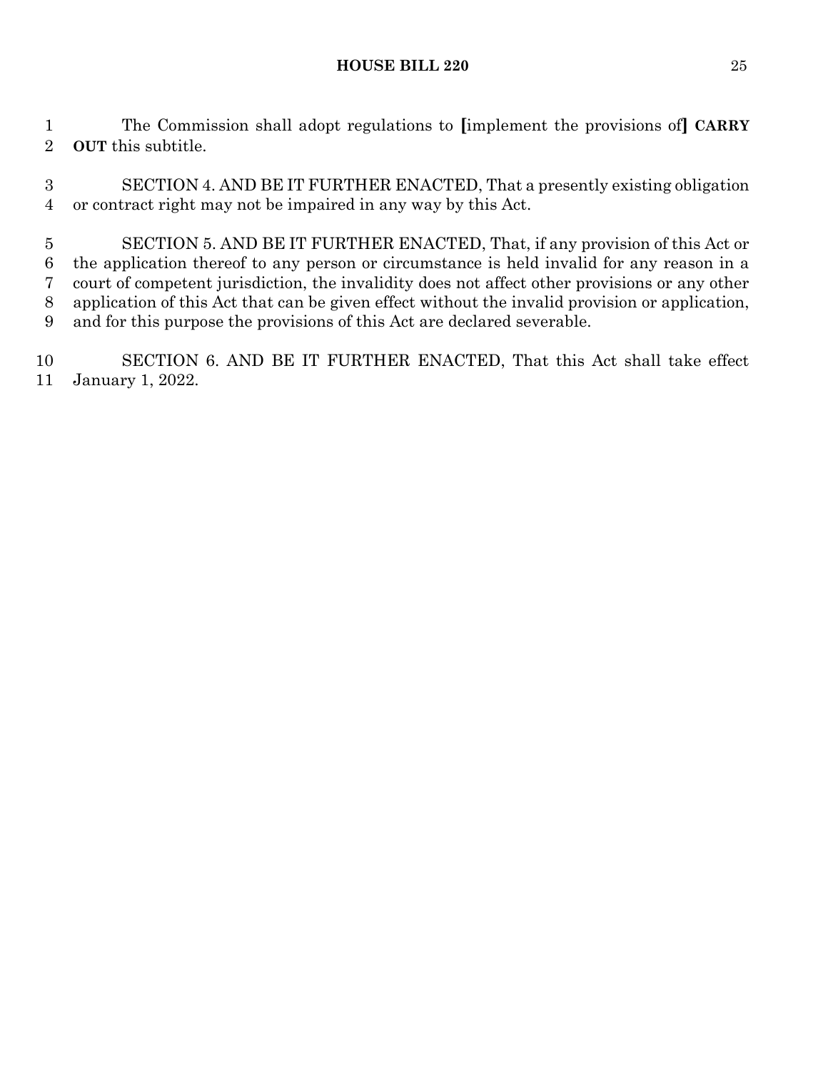The Commission shall adopt regulations to **[**implement the provisions of**]** **CARRY OUT** this subtitle.

SECTION 4. AND BE IT FURTHER ENACTED, That a presently existing obligation or contract right may not be impaired in any way by this Act.

SECTION 5. AND BE IT FURTHER ENACTED, That, if any provision of this Act or the application thereof to any person or circumstance is held invalid for any reason in a court of competent jurisdiction, the invalidity does not affect other provisions or any other application of this Act that can be given effect without the invalid provision or application, and for this purpose the provisions of this Act are declared severable.

SECTION 6. AND BE IT FURTHER ENACTED, That this Act shall take effect January 1, 2022.